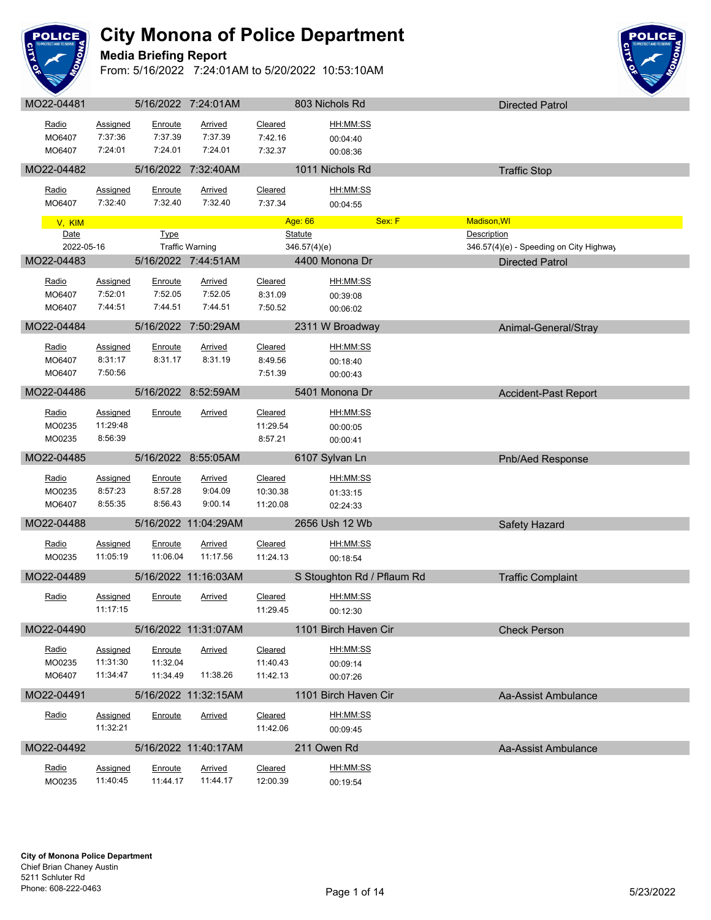# City Monona of Police Department

## Media Briefing Report

From: 5/16/2022 7:24:01AM to 5/20/2022 10:53:10AM

### MO22-04481 | 5/16/2022 7:24:01AM | 803 Nichols Rd | Directed Patrol

| Radio | Assigned | Enroute | Arrived | Cleared | HH:MM:SS |
|---|---|---|---|---|---|
| MO6407 | 7:37:36 | 7:37.39 | 7:37.39 | 7:42.16 | 00:04:40 |
| MO6407 | 7:24:01 | 7:24.01 | 7:24.01 | 7:32.37 | 00:08:36 |

### MO22-04482 | 5/16/2022 7:32:40AM | 1011 Nichols Rd | Traffic Stop

| Radio | Assigned | Enroute | Arrived | Cleared | HH:MM:SS |
|---|---|---|---|---|---|
| MO6407 | 7:32:40 | 7:32.40 | 7:32.40 | 7:37.34 | 00:04:55 |

V, KIM — Age: 66 — Sex: F — Madison,WI

| Date | Type | Statute | Description |
|---|---|---|---|
| 2022-05-16 | Traffic Warning | 346.57(4)(e) | 346.57(4)(e) - Speeding on City Highway |

### MO22-04483 | 5/16/2022 7:44:51AM | 4400 Monona Dr | Directed Patrol

| Radio | Assigned | Enroute | Arrived | Cleared | HH:MM:SS |
|---|---|---|---|---|---|
| MO6407 | 7:52:01 | 7:52.05 | 7:52.05 | 8:31.09 | 00:39:08 |
| MO6407 | 7:44:51 | 7:44.51 | 7:44.51 | 7:50.52 | 00:06:02 |

### MO22-04484 | 5/16/2022 7:50:29AM | 2311 W Broadway | Animal-General/Stray

| Radio | Assigned | Enroute | Arrived | Cleared | HH:MM:SS |
|---|---|---|---|---|---|
| MO6407 | 8:31:17 | 8:31.17 | 8:31.19 | 8:49.56 | 00:18:40 |
| MO6407 | 7:50:56 | | | 7:51.39 | 00:00:43 |

### MO22-04486 | 5/16/2022 8:52:59AM | 5401 Monona Dr | Accident-Past Report

| Radio | Assigned | Enroute | Arrived | Cleared | HH:MM:SS |
|---|---|---|---|---|---|
| MO0235 | 11:29:48 | | | 11:29.54 | 00:00:05 |
| MO0235 | 8:56:39 | | | 8:57.21 | 00:00:41 |

### MO22-04485 | 5/16/2022 8:55:05AM | 6107 Sylvan Ln | Pnb/Aed Response

| Radio | Assigned | Enroute | Arrived | Cleared | HH:MM:SS |
|---|---|---|---|---|---|
| MO0235 | 8:57:23 | 8:57.28 | 9:04.09 | 10:30.38 | 01:33:15 |
| MO6407 | 8:55:35 | 8:56.43 | 9:00.14 | 11:20.08 | 02:24:33 |

### MO22-04488 | 5/16/2022 11:04:29AM | 2656 Ush 12 Wb | Safety Hazard

| Radio | Assigned | Enroute | Arrived | Cleared | HH:MM:SS |
|---|---|---|---|---|---|
| MO0235 | 11:05:19 | 11:06.04 | 11:17.56 | 11:24.13 | 00:18:54 |

### MO22-04489 | 5/16/2022 11:16:03AM | S Stoughton Rd / Pflaum Rd | Traffic Complaint

| Radio | Assigned | Enroute | Arrived | Cleared | HH:MM:SS |
|---|---|---|---|---|---|
| | 11:17:15 | | | 11:29.45 | 00:12:30 |

### MO22-04490 | 5/16/2022 11:31:07AM | 1101 Birch Haven Cir | Check Person

| Radio | Assigned | Enroute | Arrived | Cleared | HH:MM:SS |
|---|---|---|---|---|---|
| MO0235 | 11:31:30 | 11:32.04 | | 11:40.43 | 00:09:14 |
| MO6407 | 11:34:47 | 11:34.49 | 11:38.26 | 11:42.13 | 00:07:26 |

### MO22-04491 | 5/16/2022 11:32:15AM | 1101 Birch Haven Cir | Aa-Assist Ambulance

| Radio | Assigned | Enroute | Arrived | Cleared | HH:MM:SS |
|---|---|---|---|---|---|
| | 11:32:21 | | | 11:42.06 | 00:09:45 |

### MO22-04492 | 5/16/2022 11:40:17AM | 211 Owen Rd | Aa-Assist Ambulance

| Radio | Assigned | Enroute | Arrived | Cleared | HH:MM:SS |
|---|---|---|---|---|---|
| MO0235 | 11:40:45 | 11:44.17 | 11:44.17 | 12:00.39 | 00:19:54 |

**City of Monona Police Department**
Chief Brian Chaney Austin
5211 Schluter Rd
Phone: 608-222-0463

5/23/2022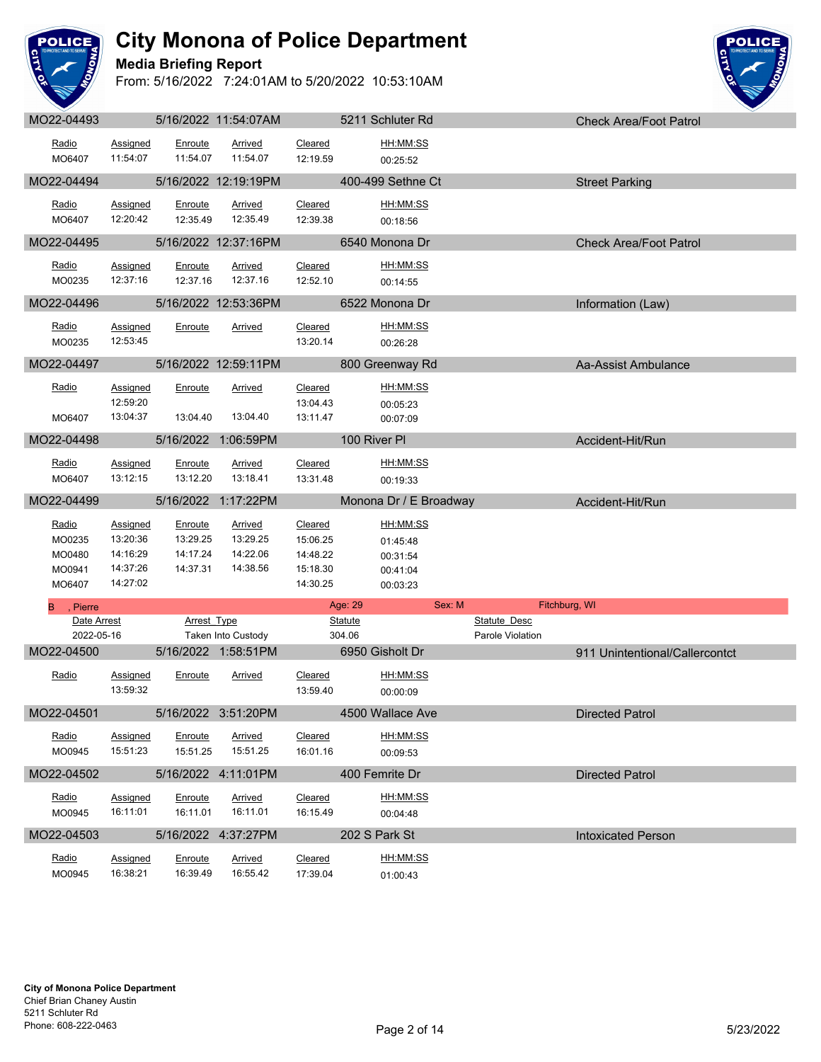# City Monona of Police Department

**Media Briefing Report**

From: 5/16/2022 7:24:01AM to 5/20/2022 10:53:10AM

## MO22-04493 — 5/16/2022 11:54:07AM — 5211 Schluter Rd — Check Area/Foot Patrol

| Radio | Assigned | Enroute | Arrived | Cleared | HH:MM:SS |
|---|---|---|---|---|---|
| MO6407 | 11:54:07 | 11:54.07 | 11:54.07 | 12:19.59 | 00:25:52 |

## MO22-04494 — 5/16/2022 12:19:19PM — 400-499 Sethne Ct — Street Parking

| Radio | Assigned | Enroute | Arrived | Cleared | HH:MM:SS |
|---|---|---|---|---|---|
| MO6407 | 12:20:42 | 12:35.49 | 12:35.49 | 12:39.38 | 00:18:56 |

## MO22-04495 — 5/16/2022 12:37:16PM — 6540 Monona Dr — Check Area/Foot Patrol

| Radio | Assigned | Enroute | Arrived | Cleared | HH:MM:SS |
|---|---|---|---|---|---|
| MO0235 | 12:37:16 | 12:37.16 | 12:37.16 | 12:52.10 | 00:14:55 |

## MO22-04496 — 5/16/2022 12:53:36PM — 6522 Monona Dr — Information (Law)

| Radio | Assigned | Enroute | Arrived | Cleared | HH:MM:SS |
|---|---|---|---|---|---|
| MO0235 | 12:53:45 | | | 13:20.14 | 00:26:28 |

## MO22-04497 — 5/16/2022 12:59:11PM — 800 Greenway Rd — Aa-Assist Ambulance

| Radio | Assigned | Enroute | Arrived | Cleared | HH:MM:SS |
|---|---|---|---|---|---|
| | 12:59:20 | | | 13:04.43 | 00:05:23 |
| MO6407 | 13:04:37 | 13:04.40 | 13:04.40 | 13:11.47 | 00:07:09 |

## MO22-04498 — 5/16/2022 1:06:59PM — 100 River Pl — Accident-Hit/Run

| Radio | Assigned | Enroute | Arrived | Cleared | HH:MM:SS |
|---|---|---|---|---|---|
| MO6407 | 13:12:15 | 13:12.20 | 13:18.41 | 13:31.48 | 00:19:33 |

## MO22-04499 — 5/16/2022 1:17:22PM — Monona Dr / E Broadway — Accident-Hit/Run

| Radio | Assigned | Enroute | Arrived | Cleared | HH:MM:SS |
|---|---|---|---|---|---|
| MO0235 | 13:20:36 | 13:29.25 | 13:29.25 | 15:06.25 | 01:45:48 |
| MO0480 | 14:16:29 | 14:17.24 | 14:22.06 | 14:48.22 | 00:31:54 |
| MO0941 | 14:37:26 | 14:37.31 | 14:38.56 | 15:18.30 | 00:41:04 |
| MO6407 | 14:27:02 | | | 14:30.25 | 00:03:23 |

**B , Pierre** — Age: 29 — Sex: M — Fitchburg, WI

| Date Arrest | Arrest Type | Statute | Statute Desc |
|---|---|---|---|
| 2022-05-16 | Taken Into Custody | 304.06 | Parole Violation |

## MO22-04500 — 5/16/2022 1:58:51PM — 6950 Gisholt Dr — 911 Unintentional/Callercontct

| Radio | Assigned | Enroute | Arrived | Cleared | HH:MM:SS |
|---|---|---|---|---|---|
| | 13:59:32 | | | 13:59.40 | 00:00:09 |

## MO22-04501 — 5/16/2022 3:51:20PM — 4500 Wallace Ave — Directed Patrol

| Radio | Assigned | Enroute | Arrived | Cleared | HH:MM:SS |
|---|---|---|---|---|---|
| MO0945 | 15:51:23 | 15:51.25 | 15:51.25 | 16:01.16 | 00:09:53 |

## MO22-04502 — 5/16/2022 4:11:01PM — 400 Femrite Dr — Directed Patrol

| Radio | Assigned | Enroute | Arrived | Cleared | HH:MM:SS |
|---|---|---|---|---|---|
| MO0945 | 16:11:01 | 16:11.01 | 16:11.01 | 16:15.49 | 00:04:48 |

## MO22-04503 — 5/16/2022 4:37:27PM — 202 S Park St — Intoxicated Person

| Radio | Assigned | Enroute | Arrived | Cleared | HH:MM:SS |
|---|---|---|---|---|---|
| MO0945 | 16:38:21 | 16:39.49 | 16:55.42 | 17:39.04 | 01:00:43 |

**City of Monona Police Department**
Chief Brian Chaney Austin
5211 Schluter Rd
Phone: 608-222-0463

5/23/2022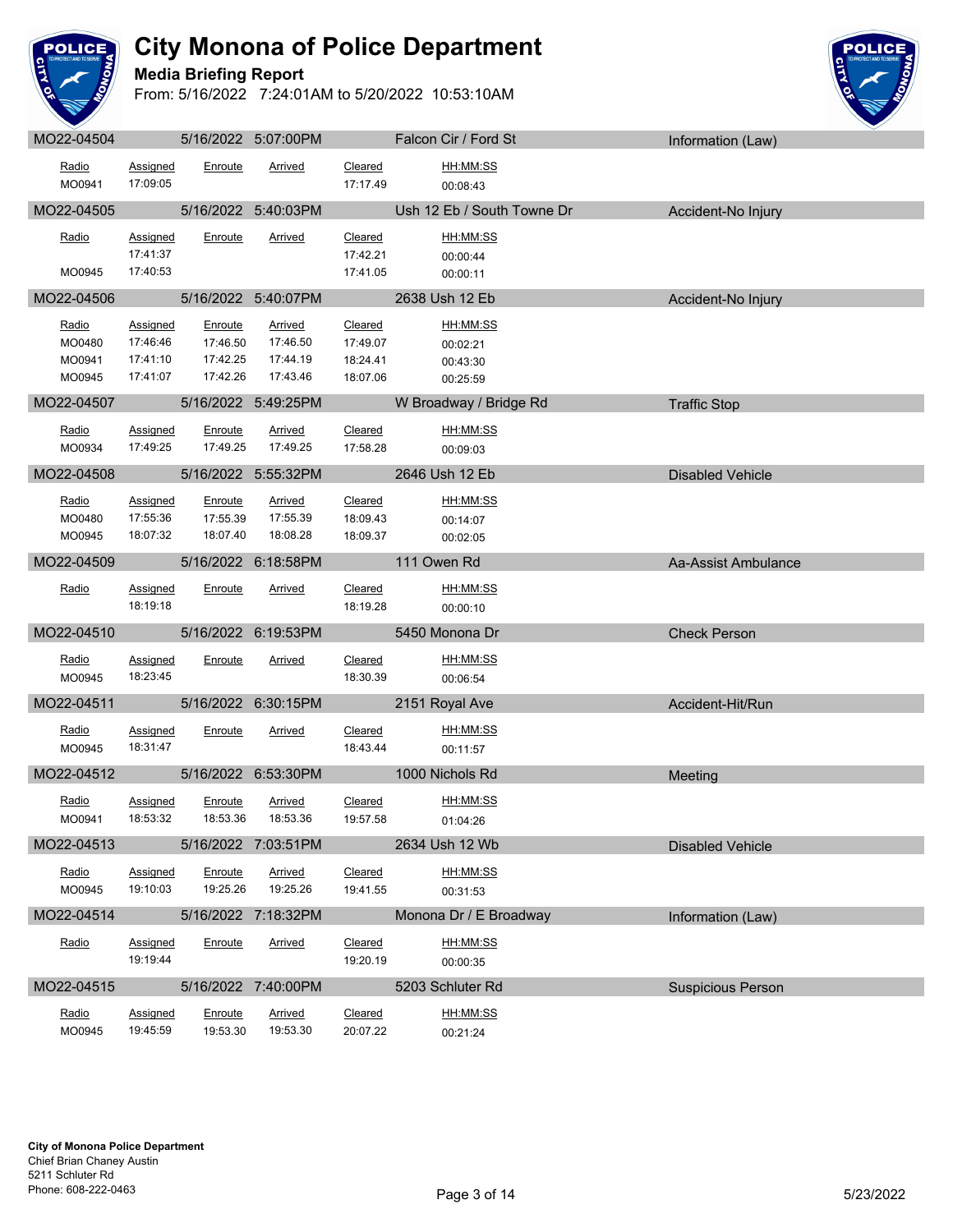# City Monona of Police Department

**Media Briefing Report**

From: 5/16/2022 7:24:01AM to 5/20/2022 10:53:10AM

**MO22-04504** | 5/16/2022 5:07:00PM | Falcon Cir / Ford St | Information (Law)

| Radio | Assigned | Enroute | Arrived | Cleared | HH:MM:SS |
|---|---|---|---|---|---|
| MO0941 | 17:09:05 | | | 17:17.49 | 00:08:43 |

**MO22-04505** | 5/16/2022 5:40:03PM | Ush 12 Eb / South Towne Dr | Accident-No Injury

| Radio | Assigned | Enroute | Arrived | Cleared | HH:MM:SS |
|---|---|---|---|---|---|
| | 17:41:37 | | | 17:42.21 | 00:00:44 |
| MO0945 | 17:40:53 | | | 17:41.05 | 00:00:11 |

**MO22-04506** | 5/16/2022 5:40:07PM | 2638 Ush 12 Eb | Accident-No Injury

| Radio | Assigned | Enroute | Arrived | Cleared | HH:MM:SS |
|---|---|---|---|---|---|
| MO0480 | 17:46:46 | 17:46.50 | 17:46.50 | 17:49.07 | 00:02:21 |
| MO0941 | 17:41:10 | 17:42.25 | 17:44.19 | 18:24.41 | 00:43:30 |
| MO0945 | 17:41:07 | 17:42.26 | 17:43.46 | 18:07.06 | 00:25:59 |

**MO22-04507** | 5/16/2022 5:49:25PM | W Broadway / Bridge Rd | Traffic Stop

| Radio | Assigned | Enroute | Arrived | Cleared | HH:MM:SS |
|---|---|---|---|---|---|
| MO0934 | 17:49:25 | 17:49.25 | 17:49.25 | 17:58.28 | 00:09:03 |

**MO22-04508** | 5/16/2022 5:55:32PM | 2646 Ush 12 Eb | Disabled Vehicle

| Radio | Assigned | Enroute | Arrived | Cleared | HH:MM:SS |
|---|---|---|---|---|---|
| MO0480 | 17:55:36 | 17:55.39 | 17:55.39 | 18:09.43 | 00:14:07 |
| MO0945 | 18:07:32 | 18:07.40 | 18:08.28 | 18:09.37 | 00:02:05 |

**MO22-04509** | 5/16/2022 6:18:58PM | 111 Owen Rd | Aa-Assist Ambulance

| Radio | Assigned | Enroute | Arrived | Cleared | HH:MM:SS |
|---|---|---|---|---|---|
| | 18:19:18 | | | 18:19.28 | 00:00:10 |

**MO22-04510** | 5/16/2022 6:19:53PM | 5450 Monona Dr | Check Person

| Radio | Assigned | Enroute | Arrived | Cleared | HH:MM:SS |
|---|---|---|---|---|---|
| MO0945 | 18:23:45 | | | 18:30.39 | 00:06:54 |

**MO22-04511** | 5/16/2022 6:30:15PM | 2151 Royal Ave | Accident-Hit/Run

| Radio | Assigned | Enroute | Arrived | Cleared | HH:MM:SS |
|---|---|---|---|---|---|
| MO0945 | 18:31:47 | | | 18:43.44 | 00:11:57 |

**MO22-04512** | 5/16/2022 6:53:30PM | 1000 Nichols Rd | Meeting

| Radio | Assigned | Enroute | Arrived | Cleared | HH:MM:SS |
|---|---|---|---|---|---|
| MO0941 | 18:53:32 | 18:53.36 | 18:53.36 | 19:57.58 | 01:04:26 |

**MO22-04513** | 5/16/2022 7:03:51PM | 2634 Ush 12 Wb | Disabled Vehicle

| Radio | Assigned | Enroute | Arrived | Cleared | HH:MM:SS |
|---|---|---|---|---|---|
| MO0945 | 19:10:03 | 19:25.26 | 19:25.26 | 19:41.55 | 00:31:53 |

**MO22-04514** | 5/16/2022 7:18:32PM | Monona Dr / E Broadway | Information (Law)

| Radio | Assigned | Enroute | Arrived | Cleared | HH:MM:SS |
|---|---|---|---|---|---|
| | 19:19:44 | | | 19:20.19 | 00:00:35 |

**MO22-04515** | 5/16/2022 7:40:00PM | 5203 Schluter Rd | Suspicious Person

| Radio | Assigned | Enroute | Arrived | Cleared | HH:MM:SS |
|---|---|---|---|---|---|
| MO0945 | 19:45:59 | 19:53.30 | 19:53.30 | 20:07.22 | 00:21:24 |

**City of Monona Police Department**
Chief Brian Chaney Austin
5211 Schluter Rd
Phone: 608-222-0463

5/23/2022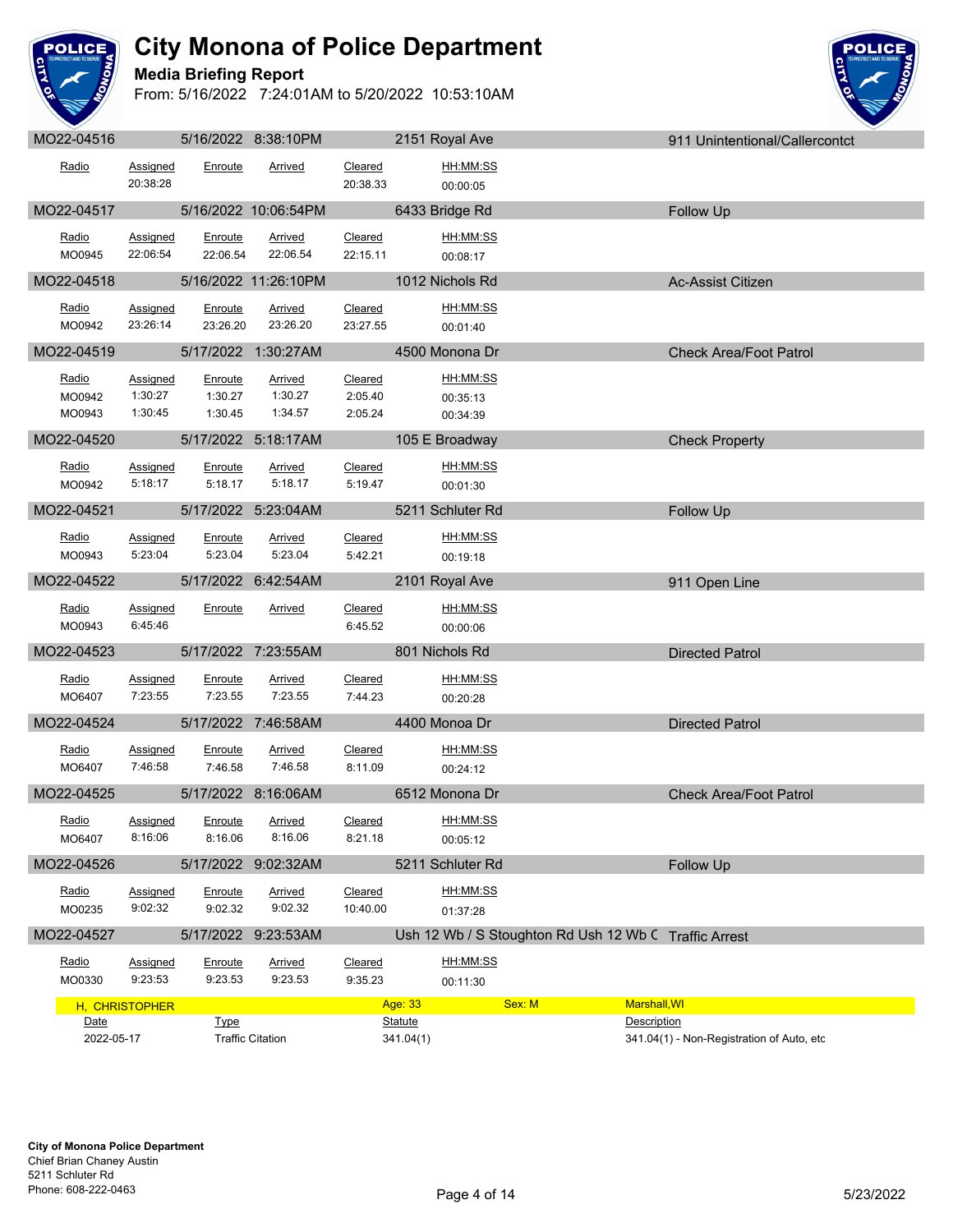# City Monona of Police Department

**Media Briefing Report**

From: 5/16/2022 7:24:01AM to 5/20/2022 10:53:10AM

**MO22-04516** | 5/16/2022 8:38:10PM | 2151 Royal Ave | 911 Unintentional/Callercontct

| Radio | Assigned | Enroute | Arrived | Cleared | HH:MM:SS |
|---|---|---|---|---|---|
| | 20:38:28 | | | 20:38.33 | 00:00:05 |

**MO22-04517** | 5/16/2022 10:06:54PM | 6433 Bridge Rd | Follow Up

| Radio | Assigned | Enroute | Arrived | Cleared | HH:MM:SS |
|---|---|---|---|---|---|
| MO0945 | 22:06:54 | 22:06.54 | 22:06.54 | 22:15.11 | 00:08:17 |

**MO22-04518** | 5/16/2022 11:26:10PM | 1012 Nichols Rd | Ac-Assist Citizen

| Radio | Assigned | Enroute | Arrived | Cleared | HH:MM:SS |
|---|---|---|---|---|---|
| MO0942 | 23:26:14 | 23:26.20 | 23:26.20 | 23:27.55 | 00:01:40 |

**MO22-04519** | 5/17/2022 1:30:27AM | 4500 Monona Dr | Check Area/Foot Patrol

| Radio | Assigned | Enroute | Arrived | Cleared | HH:MM:SS |
|---|---|---|---|---|---|
| MO0942 | 1:30:27 | 1:30.27 | 1:30.27 | 2:05.40 | 00:35:13 |
| MO0943 | 1:30:45 | 1:30.45 | 1:34.57 | 2:05.24 | 00:34:39 |

**MO22-04520** | 5/17/2022 5:18:17AM | 105 E Broadway | Check Property

| Radio | Assigned | Enroute | Arrived | Cleared | HH:MM:SS |
|---|---|---|---|---|---|
| MO0942 | 5:18:17 | 5:18.17 | 5:18.17 | 5:19.47 | 00:01:30 |

**MO22-04521** | 5/17/2022 5:23:04AM | 5211 Schluter Rd | Follow Up

| Radio | Assigned | Enroute | Arrived | Cleared | HH:MM:SS |
|---|---|---|---|---|---|
| MO0943 | 5:23:04 | 5:23.04 | 5:23.04 | 5:42.21 | 00:19:18 |

**MO22-04522** | 5/17/2022 6:42:54AM | 2101 Royal Ave | 911 Open Line

| Radio | Assigned | Enroute | Arrived | Cleared | HH:MM:SS |
|---|---|---|---|---|---|
| MO0943 | 6:45:46 | | | 6:45.52 | 00:00:06 |

**MO22-04523** | 5/17/2022 7:23:55AM | 801 Nichols Rd | Directed Patrol

| Radio | Assigned | Enroute | Arrived | Cleared | HH:MM:SS |
|---|---|---|---|---|---|
| MO6407 | 7:23:55 | 7:23.55 | 7:23.55 | 7:44.23 | 00:20:28 |

**MO22-04524** | 5/17/2022 7:46:58AM | 4400 Monoa Dr | Directed Patrol

| Radio | Assigned | Enroute | Arrived | Cleared | HH:MM:SS |
|---|---|---|---|---|---|
| MO6407 | 7:46:58 | 7:46.58 | 7:46.58 | 8:11.09 | 00:24:12 |

**MO22-04525** | 5/17/2022 8:16:06AM | 6512 Monona Dr | Check Area/Foot Patrol

| Radio | Assigned | Enroute | Arrived | Cleared | HH:MM:SS |
|---|---|---|---|---|---|
| MO6407 | 8:16:06 | 8:16.06 | 8:16.06 | 8:21.18 | 00:05:12 |

**MO22-04526** | 5/17/2022 9:02:32AM | 5211 Schluter Rd | Follow Up

| Radio | Assigned | Enroute | Arrived | Cleared | HH:MM:SS |
|---|---|---|---|---|---|
| MO0235 | 9:02:32 | 9:02.32 | 9:02.32 | 10:40.00 | 01:37:28 |

**MO22-04527** | 5/17/2022 9:23:53AM | Ush 12 Wb / S Stoughton Rd Ush 12 Wb C | Traffic Arrest

| Radio | Assigned | Enroute | Arrived | Cleared | HH:MM:SS |
|---|---|---|---|---|---|
| MO0330 | 9:23:53 | 9:23.53 | 9:23.53 | 9:35.23 | 00:11:30 |

H, CHRISTOPHER | Age: 33 | Sex: M | Marshall,WI

| Date | Type | Statute | Description |
|---|---|---|---|
| 2022-05-17 | Traffic Citation | 341.04(1) | 341.04(1) - Non-Registration of Auto, etc |

**City of Monona Police Department**
Chief Brian Chaney Austin
5211 Schluter Rd
Phone: 608-222-0463

5/23/2022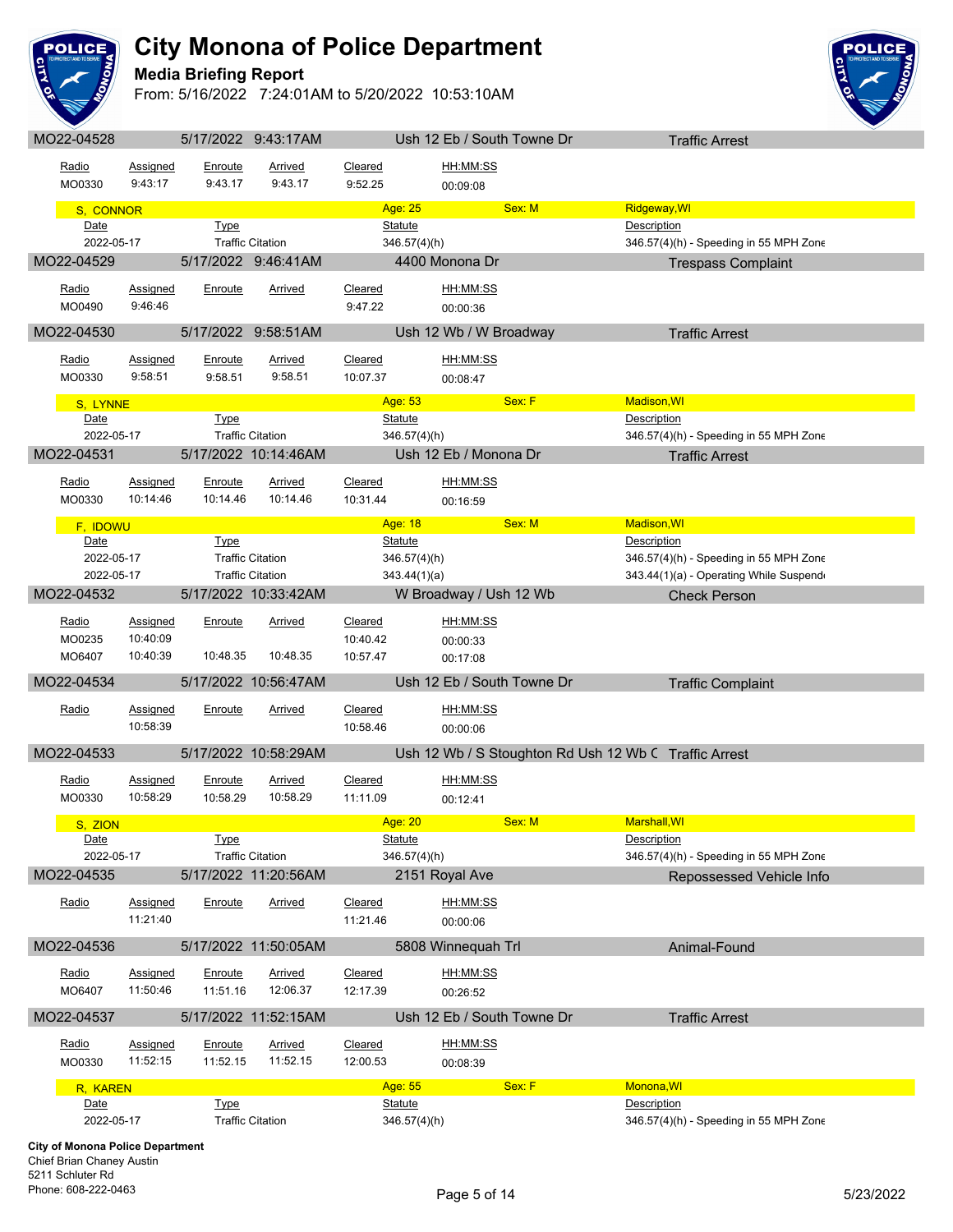# City Monona of Police Department

**Media Briefing Report**

From: 5/16/2022 7:24:01AM to 5/20/2022 10:53:10AM

## MO22-04528 — 5/17/2022 9:43:17AM — Ush 12 Eb / South Towne Dr — Traffic Arrest

| Radio | Assigned | Enroute | Arrived | Cleared | HH:MM:SS |
|---|---|---|---|---|---|
| MO0330 | 9:43:17 | 9:43.17 | 9:43.17 | 9:52.25 | 00:09:08 |

**S, CONNOR** — Age: 25 — Sex: M — Ridgeway,WI

| Date | Type | Statute | Description |
|---|---|---|---|
| 2022-05-17 | Traffic Citation | 346.57(4)(h) | 346.57(4)(h) - Speeding in 55 MPH Zone |

## MO22-04529 — 5/17/2022 9:46:41AM — 4400 Monona Dr — Trespass Complaint

| Radio | Assigned | Enroute | Arrived | Cleared | HH:MM:SS |
|---|---|---|---|---|---|
| MO0490 | 9:46:46 | | | 9:47.22 | 00:00:36 |

## MO22-04530 — 5/17/2022 9:58:51AM — Ush 12 Wb / W Broadway — Traffic Arrest

| Radio | Assigned | Enroute | Arrived | Cleared | HH:MM:SS |
|---|---|---|---|---|---|
| MO0330 | 9:58:51 | 9:58.51 | 9:58.51 | 10:07.37 | 00:08:47 |

**S, LYNNE** — Age: 53 — Sex: F — Madison,WI

| Date | Type | Statute | Description |
|---|---|---|---|
| 2022-05-17 | Traffic Citation | 346.57(4)(h) | 346.57(4)(h) - Speeding in 55 MPH Zone |

## MO22-04531 — 5/17/2022 10:14:46AM — Ush 12 Eb / Monona Dr — Traffic Arrest

| Radio | Assigned | Enroute | Arrived | Cleared | HH:MM:SS |
|---|---|---|---|---|---|
| MO0330 | 10:14:46 | 10:14.46 | 10:14.46 | 10:31.44 | 00:16:59 |

**F, IDOWU** — Age: 18 — Sex: M — Madison,WI

| Date | Type | Statute | Description |
|---|---|---|---|
| 2022-05-17 | Traffic Citation | 346.57(4)(h) | 346.57(4)(h) - Speeding in 55 MPH Zone |
| 2022-05-17 | Traffic Citation | 343.44(1)(a) | 343.44(1)(a) - Operating While Suspend |

## MO22-04532 — 5/17/2022 10:33:42AM — W Broadway / Ush 12 Wb — Check Person

| Radio | Assigned | Enroute | Arrived | Cleared | HH:MM:SS |
|---|---|---|---|---|---|
| MO0235 | 10:40:09 | | | 10:40.42 | 00:00:33 |
| MO6407 | 10:40:39 | 10:48.35 | 10:48.35 | 10:57.47 | 00:17:08 |

## MO22-04534 — 5/17/2022 10:56:47AM — Ush 12 Eb / South Towne Dr — Traffic Complaint

| Radio | Assigned | Enroute | Arrived | Cleared | HH:MM:SS |
|---|---|---|---|---|---|
| | 10:58:39 | | | 10:58.46 | 00:00:06 |

## MO22-04533 — 5/17/2022 10:58:29AM — Ush 12 Wb / S Stoughton Rd Ush 12 Wb C — Traffic Arrest

| Radio | Assigned | Enroute | Arrived | Cleared | HH:MM:SS |
|---|---|---|---|---|---|
| MO0330 | 10:58:29 | 10:58.29 | 10:58.29 | 11:11.09 | 00:12:41 |

**S, ZION** — Age: 20 — Sex: M — Marshall,WI

| Date | Type | Statute | Description |
|---|---|---|---|
| 2022-05-17 | Traffic Citation | 346.57(4)(h) | 346.57(4)(h) - Speeding in 55 MPH Zone |

## MO22-04535 — 5/17/2022 11:20:56AM — 2151 Royal Ave — Repossessed Vehicle Info

| Radio | Assigned | Enroute | Arrived | Cleared | HH:MM:SS |
|---|---|---|---|---|---|
| | 11:21:40 | | | 11:21.46 | 00:00:06 |

## MO22-04536 — 5/17/2022 11:50:05AM — 5808 Winnequah Trl — Animal-Found

| Radio | Assigned | Enroute | Arrived | Cleared | HH:MM:SS |
|---|---|---|---|---|---|
| MO6407 | 11:50:46 | 11:51.16 | 12:06.37 | 12:17.39 | 00:26:52 |

## MO22-04537 — 5/17/2022 11:52:15AM — Ush 12 Eb / South Towne Dr — Traffic Arrest

| Radio | Assigned | Enroute | Arrived | Cleared | HH:MM:SS |
|---|---|---|---|---|---|
| MO0330 | 11:52:15 | 11:52.15 | 11:52.15 | 12:00.53 | 00:08:39 |

**R, KAREN** — Age: 55 — Sex: F — Monona,WI

| Date | Type | Statute | Description |
|---|---|---|---|
| 2022-05-17 | Traffic Citation | 346.57(4)(h) | 346.57(4)(h) - Speeding in 55 MPH Zone |

**City of Monona Police Department**
Chief Brian Chaney Austin
5211 Schluter Rd
Phone: 608-222-0463

5/23/2022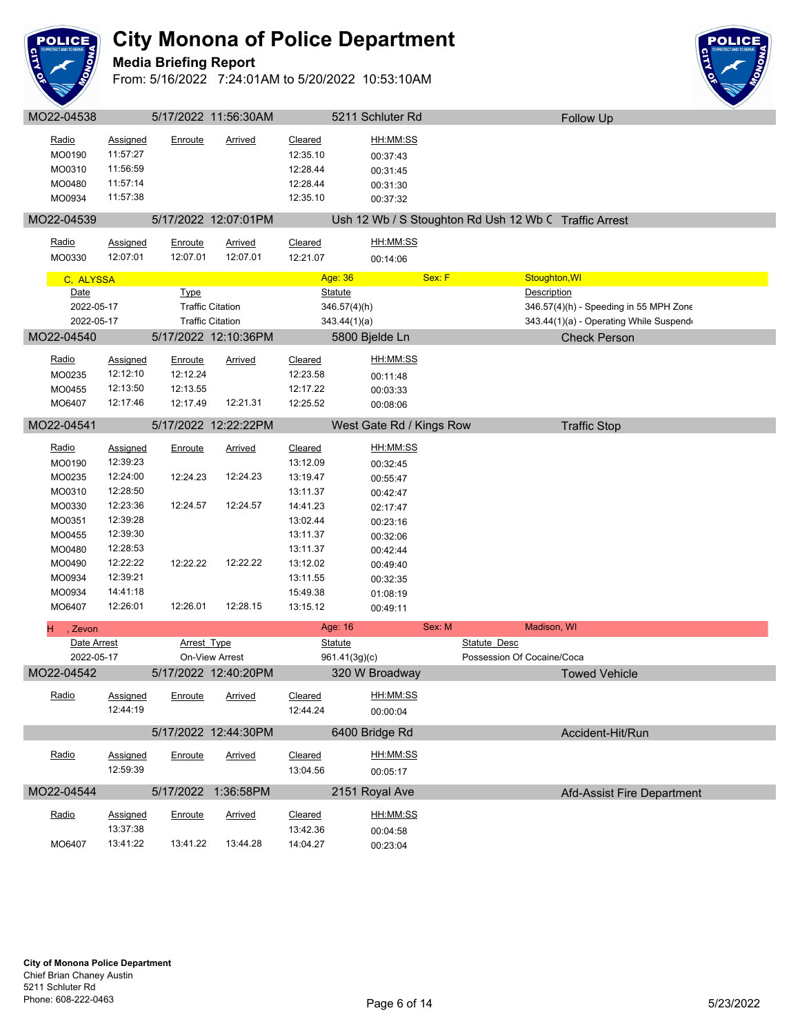# City Monona of Police Department

**Media Briefing Report**

From: 5/16/2022 7:24:01AM to 5/20/2022 10:53:10AM

## MO22-04538 — 5/17/2022 11:56:30AM — 5211 Schluter Rd — Follow Up

| Radio | Assigned | Enroute | Arrived | Cleared | HH:MM:SS |
|---|---|---|---|---|---|
| MO0190 | 11:57:27 | | | 12:35.10 | 00:37:43 |
| MO0310 | 11:56:59 | | | 12:28.44 | 00:31:45 |
| MO0480 | 11:57:14 | | | 12:28.44 | 00:31:30 |
| MO0934 | 11:57:38 | | | 12:35.10 | 00:37:32 |

## MO22-04539 — 5/17/2022 12:07:01PM — Ush 12 Wb / S Stoughton Rd Ush 12 Wb C — Traffic Arrest

| Radio | Assigned | Enroute | Arrived | Cleared | HH:MM:SS |
|---|---|---|---|---|---|
| MO0330 | 12:07:01 | 12:07.01 | 12:07.01 | 12:21.07 | 00:14:06 |

**C, ALYSSA** — Age: 36 — Sex: F — Stoughton,WI

| Date | Type | Statute | Description |
|---|---|---|---|
| 2022-05-17 | Traffic Citation | 346.57(4)(h) | 346.57(4)(h) - Speeding in 55 MPH Zone |
| 2022-05-17 | Traffic Citation | 343.44(1)(a) | 343.44(1)(a) - Operating While Suspend |

## MO22-04540 — 5/17/2022 12:10:36PM — 5800 Bjelde Ln — Check Person

| Radio | Assigned | Enroute | Arrived | Cleared | HH:MM:SS |
|---|---|---|---|---|---|
| MO0235 | 12:12:10 | 12:12.24 | | 12:23.58 | 00:11:48 |
| MO0455 | 12:13:50 | 12:13.55 | | 12:17.22 | 00:03:33 |
| MO6407 | 12:17:46 | 12:17.49 | 12:21.31 | 12:25.52 | 00:08:06 |

## MO22-04541 — 5/17/2022 12:22:22PM — West Gate Rd / Kings Row — Traffic Stop

| Radio | Assigned | Enroute | Arrived | Cleared | HH:MM:SS |
|---|---|---|---|---|---|
| MO0190 | 12:39:23 | | | 13:12.09 | 00:32:45 |
| MO0235 | 12:24:00 | 12:24.23 | 12:24.23 | 13:19.47 | 00:55:47 |
| MO0310 | 12:28:50 | | | 13:11.37 | 00:42:47 |
| MO0330 | 12:23:36 | 12:24.57 | 12:24.57 | 14:41.23 | 02:17:47 |
| MO0351 | 12:39:28 | | | 13:02.44 | 00:23:16 |
| MO0455 | 12:39:30 | | | 13:11.37 | 00:32:06 |
| MO0480 | 12:28:53 | | | 13:11.37 | 00:42:44 |
| MO0490 | 12:22:22 | 12:22.22 | 12:22.22 | 13:12.02 | 00:49:40 |
| MO0934 | 12:39:21 | | | 13:11.55 | 00:32:35 |
| MO0934 | 14:41:18 | | | 15:49.38 | 01:08:19 |
| MO6407 | 12:26:01 | 12:26.01 | 12:28.15 | 13:15.12 | 00:49:11 |

**H , Zevon** — Age: 16 — Sex: M — Madison, WI

| Date Arrest | Arrest Type | Statute | Statute Desc |
|---|---|---|---|
| 2022-05-17 | On-View Arrest | 961.41(3g)(c) | Possession Of Cocaine/Coca |

## MO22-04542 — 5/17/2022 12:40:20PM — 320 W Broadway — Towed Vehicle

| Radio | Assigned | Enroute | Arrived | Cleared | HH:MM:SS |
|---|---|---|---|---|---|
| | 12:44:19 | | | 12:44.24 | 00:00:04 |

## 5/17/2022 12:44:30PM — 6400 Bridge Rd — Accident-Hit/Run

| Radio | Assigned | Enroute | Arrived | Cleared | HH:MM:SS |
|---|---|---|---|---|---|
| | 12:59:39 | | | 13:04.56 | 00:05:17 |

## MO22-04544 — 5/17/2022 1:36:58PM — 2151 Royal Ave — Afd-Assist Fire Department

| Radio | Assigned | Enroute | Arrived | Cleared | HH:MM:SS |
|---|---|---|---|---|---|
| | 13:37:38 | | | 13:42.36 | 00:04:58 |
| MO6407 | 13:41:22 | 13:41.22 | 13:44.28 | 14:04.27 | 00:23:04 |

**City of Monona Police Department**
Chief Brian Chaney Austin
5211 Schluter Rd
Phone: 608-222-0463

5/23/2022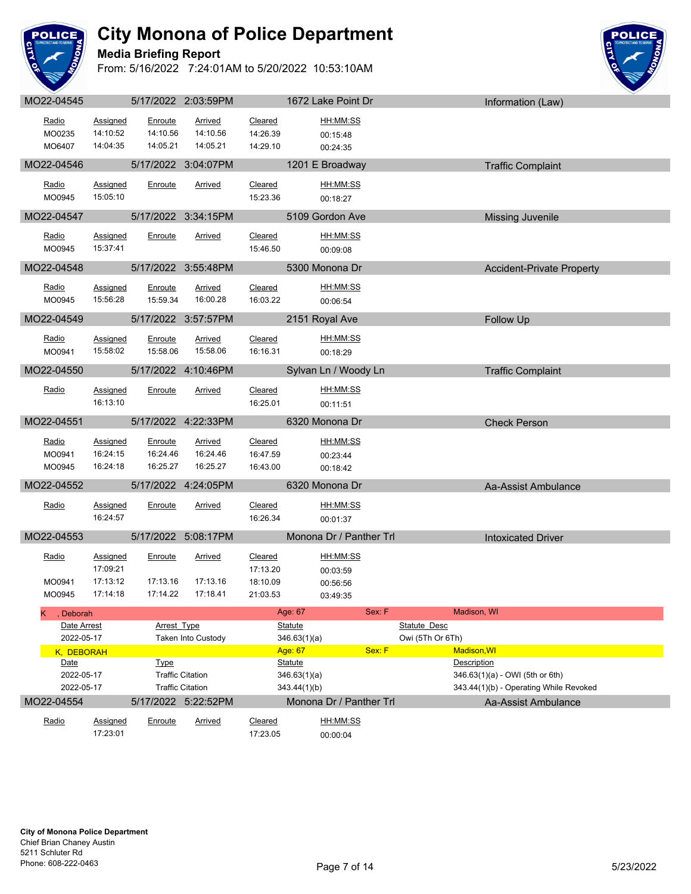# City Monona of Police Department

**Media Briefing Report**

From: 5/16/2022 7:24:01AM to 5/20/2022 10:53:10AM

## MO22-04545 — 5/17/2022 2:03:59PM — 1672 Lake Point Dr — Information (Law)

| Radio | Assigned | Enroute | Arrived | Cleared | HH:MM:SS |
|---|---|---|---|---|---|
| MO0235 | 14:10:52 | 14:10.56 | 14:10.56 | 14:26.39 | 00:15:48 |
| MO6407 | 14:04:35 | 14:05.21 | 14:05.21 | 14:29.10 | 00:24:35 |

## MO22-04546 — 5/17/2022 3:04:07PM — 1201 E Broadway — Traffic Complaint

| Radio | Assigned | Enroute | Arrived | Cleared | HH:MM:SS |
|---|---|---|---|---|---|
| MO0945 | 15:05:10 | | | 15:23.36 | 00:18:27 |

## MO22-04547 — 5/17/2022 3:34:15PM — 5109 Gordon Ave — Missing Juvenile

| Radio | Assigned | Enroute | Arrived | Cleared | HH:MM:SS |
|---|---|---|---|---|---|
| MO0945 | 15:37:41 | | | 15:46.50 | 00:09:08 |

## MO22-04548 — 5/17/2022 3:55:48PM — 5300 Monona Dr — Accident-Private Property

| Radio | Assigned | Enroute | Arrived | Cleared | HH:MM:SS |
|---|---|---|---|---|---|
| MO0945 | 15:56:28 | 15:59.34 | 16:00.28 | 16:03.22 | 00:06:54 |

## MO22-04549 — 5/17/2022 3:57:57PM — 2151 Royal Ave — Follow Up

| Radio | Assigned | Enroute | Arrived | Cleared | HH:MM:SS |
|---|---|---|---|---|---|
| MO0941 | 15:58:02 | 15:58.06 | 15:58.06 | 16:16.31 | 00:18:29 |

## MO22-04550 — 5/17/2022 4:10:46PM — Sylvan Ln / Woody Ln — Traffic Complaint

| Radio | Assigned | Enroute | Arrived | Cleared | HH:MM:SS |
|---|---|---|---|---|---|
| | 16:13:10 | | | 16:25.01 | 00:11:51 |

## MO22-04551 — 5/17/2022 4:22:33PM — 6320 Monona Dr — Check Person

| Radio | Assigned | Enroute | Arrived | Cleared | HH:MM:SS |
|---|---|---|---|---|---|
| MO0941 | 16:24:15 | 16:24.46 | 16:24.46 | 16:47.59 | 00:23:44 |
| MO0945 | 16:24:18 | 16:25.27 | 16:25.27 | 16:43.00 | 00:18:42 |

## MO22-04552 — 5/17/2022 4:24:05PM — 6320 Monona Dr — Aa-Assist Ambulance

| Radio | Assigned | Enroute | Arrived | Cleared | HH:MM:SS |
|---|---|---|---|---|---|
| | 16:24:57 | | | 16:26.34 | 00:01:37 |

## MO22-04553 — 5/17/2022 5:08:17PM — Monona Dr / Panther Trl — Intoxicated Driver

| Radio | Assigned | Enroute | Arrived | Cleared | HH:MM:SS |
|---|---|---|---|---|---|
| | 17:09:21 | | | 17:13.20 | 00:03:59 |
| MO0941 | 17:13:12 | 17:13.16 | 17:13.16 | 18:10.09 | 00:56:56 |
| MO0945 | 17:14:18 | 17:14.22 | 17:18.41 | 21:03.53 | 03:49:35 |

**K , Deborah** — Age: 67 — Sex: F — Madison, WI

| Date Arrest | Arrest Type | Statute | Statute Desc |
|---|---|---|---|
| 2022-05-17 | Taken Into Custody | 346.63(1)(a) | Owi (5Th Or 6Th) |

**K, DEBORAH** — Age: 67 — Sex: F — Madison,WI

| Date | Type | Statute | Description |
|---|---|---|---|
| 2022-05-17 | Traffic Citation | 346.63(1)(a) | 346.63(1)(a) - OWI (5th or 6th) |
| 2022-05-17 | Traffic Citation | 343.44(1)(b) | 343.44(1)(b) - Operating While Revoked |

## MO22-04554 — 5/17/2022 5:22:52PM — Monona Dr / Panther Trl — Aa-Assist Ambulance

| Radio | Assigned | Enroute | Arrived | Cleared | HH:MM:SS |
|---|---|---|---|---|---|
| | 17:23:01 | | | 17:23.05 | 00:00:04 |

**City of Monona Police Department**
Chief Brian Chaney Austin
5211 Schluter Rd
Phone: 608-222-0463

5/23/2022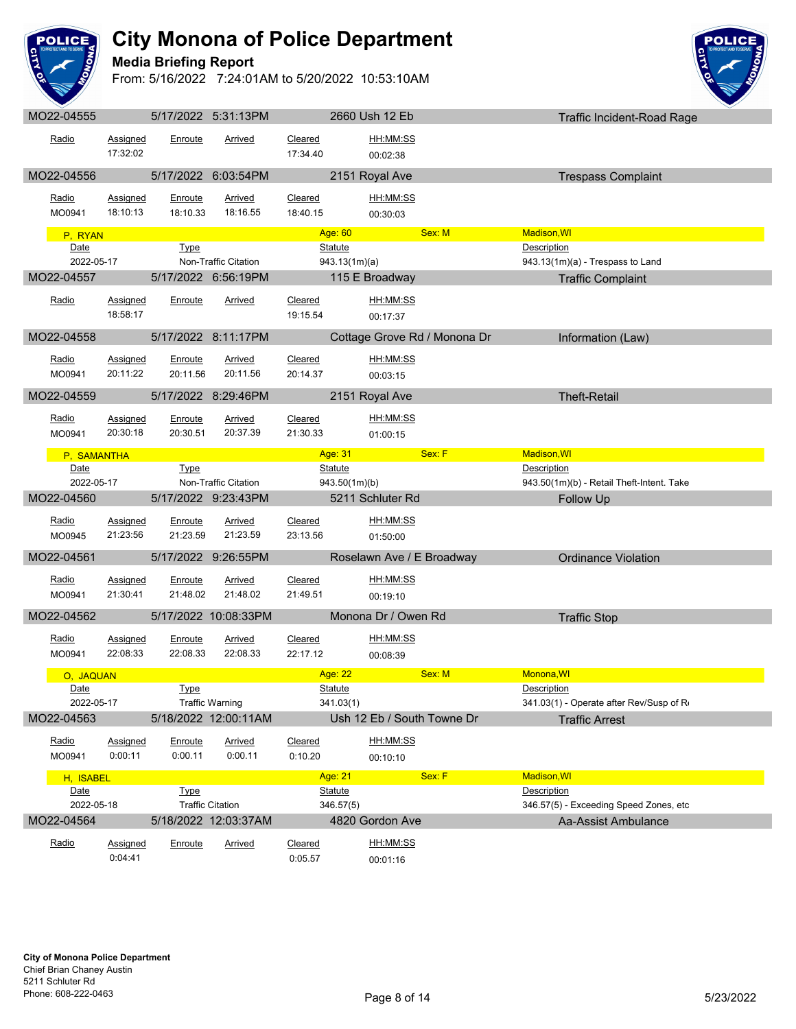# City Monona of Police Department

## Media Briefing Report

From: 5/16/2022 7:24:01AM to 5/20/2022 10:53:10AM

### MO22-04555 — 5/17/2022 5:31:13PM — 2660 Ush 12 Eb — Traffic Incident-Road Rage

| Radio | Assigned | Enroute | Arrived | Cleared | HH:MM:SS |
|---|---|---|---|---|---|
| | 17:32:02 | | | 17:34.40 | 00:02:38 |

### MO22-04556 — 5/17/2022 6:03:54PM — 2151 Royal Ave — Trespass Complaint

| Radio | Assigned | Enroute | Arrived | Cleared | HH:MM:SS |
|---|---|---|---|---|---|
| MO0941 | 18:10:13 | 18:10.33 | 18:16.55 | 18:40.15 | 00:30:03 |

**P, RYAN** — Age: 60 — Sex: M — Madison,WI

| Date | Type | Statute | Description |
|---|---|---|---|
| 2022-05-17 | Non-Traffic Citation | 943.13(1m)(a) | 943.13(1m)(a) - Trespass to Land |

### MO22-04557 — 5/17/2022 6:56:19PM — 115 E Broadway — Traffic Complaint

| Radio | Assigned | Enroute | Arrived | Cleared | HH:MM:SS |
|---|---|---|---|---|---|
| | 18:58:17 | | | 19:15.54 | 00:17:37 |

### MO22-04558 — 5/17/2022 8:11:17PM — Cottage Grove Rd / Monona Dr — Information (Law)

| Radio | Assigned | Enroute | Arrived | Cleared | HH:MM:SS |
|---|---|---|---|---|---|
| MO0941 | 20:11:22 | 20:11.56 | 20:11.56 | 20:14.37 | 00:03:15 |

### MO22-04559 — 5/17/2022 8:29:46PM — 2151 Royal Ave — Theft-Retail

| Radio | Assigned | Enroute | Arrived | Cleared | HH:MM:SS |
|---|---|---|---|---|---|
| MO0941 | 20:30:18 | 20:30.51 | 20:37.39 | 21:30.33 | 01:00:15 |

**P, SAMANTHA** — Age: 31 — Sex: F — Madison,WI

| Date | Type | Statute | Description |
|---|---|---|---|
| 2022-05-17 | Non-Traffic Citation | 943.50(1m)(b) | 943.50(1m)(b) - Retail Theft-Intent. Take |

### MO22-04560 — 5/17/2022 9:23:43PM — 5211 Schluter Rd — Follow Up

| Radio | Assigned | Enroute | Arrived | Cleared | HH:MM:SS |
|---|---|---|---|---|---|
| MO0945 | 21:23:56 | 21:23.59 | 21:23.59 | 23:13.56 | 01:50:00 |

### MO22-04561 — 5/17/2022 9:26:55PM — Roselawn Ave / E Broadway — Ordinance Violation

| Radio | Assigned | Enroute | Arrived | Cleared | HH:MM:SS |
|---|---|---|---|---|---|
| MO0941 | 21:30:41 | 21:48.02 | 21:48.02 | 21:49.51 | 00:19:10 |

### MO22-04562 — 5/17/2022 10:08:33PM — Monona Dr / Owen Rd — Traffic Stop

| Radio | Assigned | Enroute | Arrived | Cleared | HH:MM:SS |
|---|---|---|---|---|---|
| MO0941 | 22:08:33 | 22:08.33 | 22:08.33 | 22:17.12 | 00:08:39 |

**O, JAQUAN** — Age: 22 — Sex: M — Monona,WI

| Date | Type | Statute | Description |
|---|---|---|---|
| 2022-05-17 | Traffic Warning | 341.03(1) | 341.03(1) - Operate after Rev/Susp of R |

### MO22-04563 — 5/18/2022 12:00:11AM — Ush 12 Eb / South Towne Dr — Traffic Arrest

| Radio | Assigned | Enroute | Arrived | Cleared | HH:MM:SS |
|---|---|---|---|---|---|
| MO0941 | 0:00:11 | 0:00.11 | 0:00.11 | 0:10.20 | 00:10:10 |

**H, ISABEL** — Age: 21 — Sex: F — Madison,WI

| Date | Type | Statute | Description |
|---|---|---|---|
| 2022-05-18 | Traffic Citation | 346.57(5) | 346.57(5) - Exceeding Speed Zones, etc |

### MO22-04564 — 5/18/2022 12:03:37AM — 4820 Gordon Ave — Aa-Assist Ambulance

| Radio | Assigned | Enroute | Arrived | Cleared | HH:MM:SS |
|---|---|---|---|---|---|
| | 0:04:41 | | | 0:05.57 | 00:01:16 |

**City of Monona Police Department**
Chief Brian Chaney Austin
5211 Schluter Rd
Phone: 608-222-0463

5/23/2022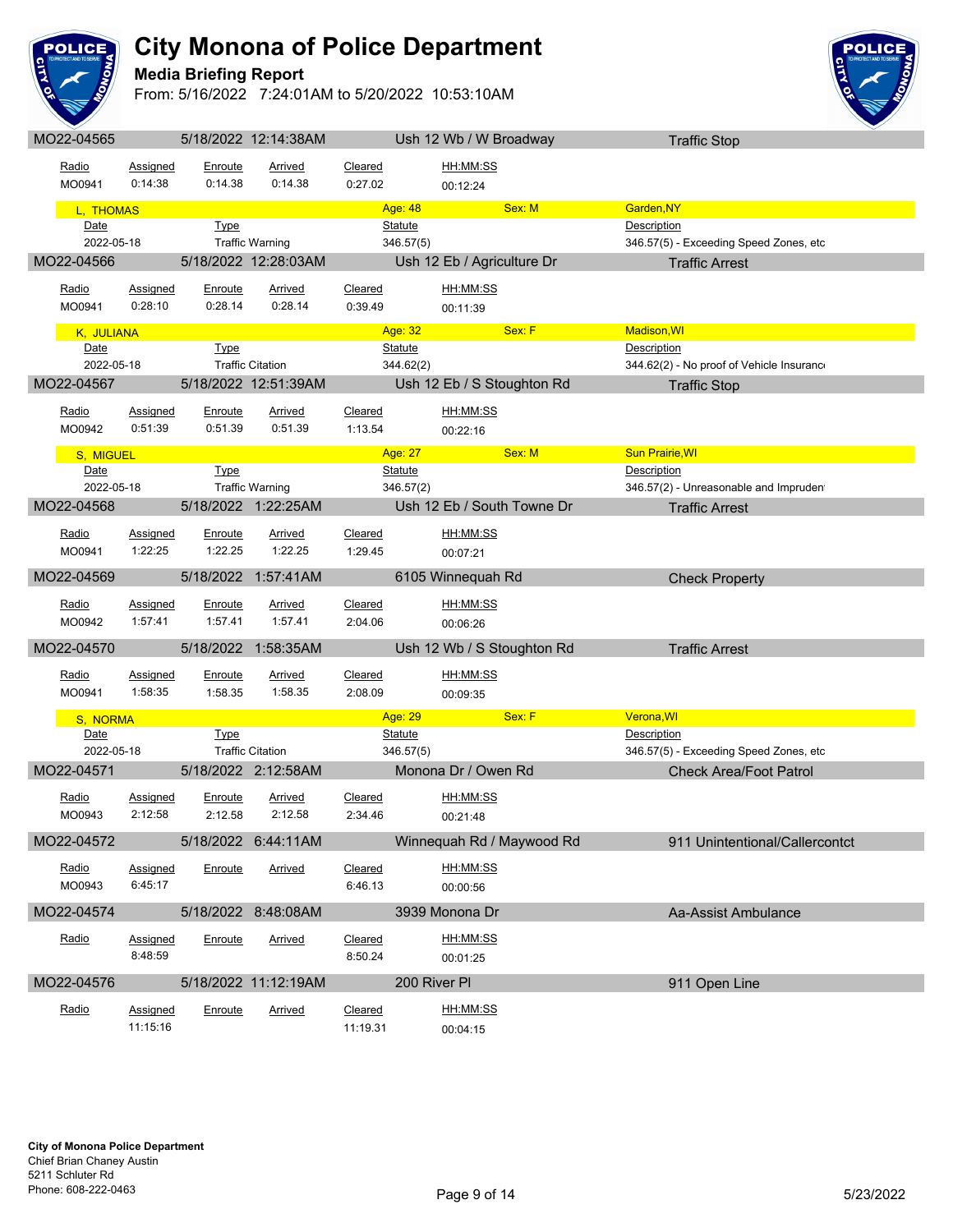# City Monona of Police Department

**Media Briefing Report**

From: 5/16/2022 7:24:01AM to 5/20/2022 10:53:10AM

## MO22-04565 — 5/18/2022 12:14:38AM — Ush 12 Wb / W Broadway — Traffic Stop

| Radio | Assigned | Enroute | Arrived | Cleared | HH:MM:SS |
|---|---|---|---|---|---|
| MO0941 | 0:14:38 | 0:14.38 | 0:14.38 | 0:27.02 | 00:12:24 |

**L, THOMAS** — Age: 48 — Sex: M — Garden,NY

| Date | Type | Statute | Description |
|---|---|---|---|
| 2022-05-18 | Traffic Warning | 346.57(5) | 346.57(5) - Exceeding Speed Zones, etc |

## MO22-04566 — 5/18/2022 12:28:03AM — Ush 12 Eb / Agriculture Dr — Traffic Arrest

| Radio | Assigned | Enroute | Arrived | Cleared | HH:MM:SS |
|---|---|---|---|---|---|
| MO0941 | 0:28:10 | 0:28.14 | 0:28.14 | 0:39.49 | 00:11:39 |

**K, JULIANA** — Age: 32 — Sex: F — Madison,WI

| Date | Type | Statute | Description |
|---|---|---|---|
| 2022-05-18 | Traffic Citation | 344.62(2) | 344.62(2) - No proof of Vehicle Insuranc |

## MO22-04567 — 5/18/2022 12:51:39AM — Ush 12 Eb / S Stoughton Rd — Traffic Stop

| Radio | Assigned | Enroute | Arrived | Cleared | HH:MM:SS |
|---|---|---|---|---|---|
| MO0942 | 0:51:39 | 0:51.39 | 0:51.39 | 1:13.54 | 00:22:16 |

**S, MIGUEL** — Age: 27 — Sex: M — Sun Prairie,WI

| Date | Type | Statute | Description |
|---|---|---|---|
| 2022-05-18 | Traffic Warning | 346.57(2) | 346.57(2) - Unreasonable and Impruden |

## MO22-04568 — 5/18/2022 1:22:25AM — Ush 12 Eb / South Towne Dr — Traffic Arrest

| Radio | Assigned | Enroute | Arrived | Cleared | HH:MM:SS |
|---|---|---|---|---|---|
| MO0941 | 1:22:25 | 1:22.25 | 1:22.25 | 1:29.45 | 00:07:21 |

## MO22-04569 — 5/18/2022 1:57:41AM — 6105 Winnequah Rd — Check Property

| Radio | Assigned | Enroute | Arrived | Cleared | HH:MM:SS |
|---|---|---|---|---|---|
| MO0942 | 1:57:41 | 1:57.41 | 1:57.41 | 2:04.06 | 00:06:26 |

## MO22-04570 — 5/18/2022 1:58:35AM — Ush 12 Wb / S Stoughton Rd — Traffic Arrest

| Radio | Assigned | Enroute | Arrived | Cleared | HH:MM:SS |
|---|---|---|---|---|---|
| MO0941 | 1:58:35 | 1:58.35 | 1:58.35 | 2:08.09 | 00:09:35 |

**S, NORMA** — Age: 29 — Sex: F — Verona,WI

| Date | Type | Statute | Description |
|---|---|---|---|
| 2022-05-18 | Traffic Citation | 346.57(5) | 346.57(5) - Exceeding Speed Zones, etc |

## MO22-04571 — 5/18/2022 2:12:58AM — Monona Dr / Owen Rd — Check Area/Foot Patrol

| Radio | Assigned | Enroute | Arrived | Cleared | HH:MM:SS |
|---|---|---|---|---|---|
| MO0943 | 2:12:58 | 2:12.58 | 2:12.58 | 2:34.46 | 00:21:48 |

## MO22-04572 — 5/18/2022 6:44:11AM — Winnequah Rd / Maywood Rd — 911 Unintentional/Callercontct

| Radio | Assigned | Enroute | Arrived | Cleared | HH:MM:SS |
|---|---|---|---|---|---|
| MO0943 | 6:45:17 | | | 6:46.13 | 00:00:56 |

## MO22-04574 — 5/18/2022 8:48:08AM — 3939 Monona Dr — Aa-Assist Ambulance

| Radio | Assigned | Enroute | Arrived | Cleared | HH:MM:SS |
|---|---|---|---|---|---|
| | 8:48:59 | | | 8:50.24 | 00:01:25 |

## MO22-04576 — 5/18/2022 11:12:19AM — 200 River Pl — 911 Open Line

| Radio | Assigned | Enroute | Arrived | Cleared | HH:MM:SS |
|---|---|---|---|---|---|
| | 11:15:16 | | | 11:19.31 | 00:04:15 |

**City of Monona Police Department**
Chief Brian Chaney Austin
5211 Schluter Rd
Phone: 608-222-0463

5/23/2022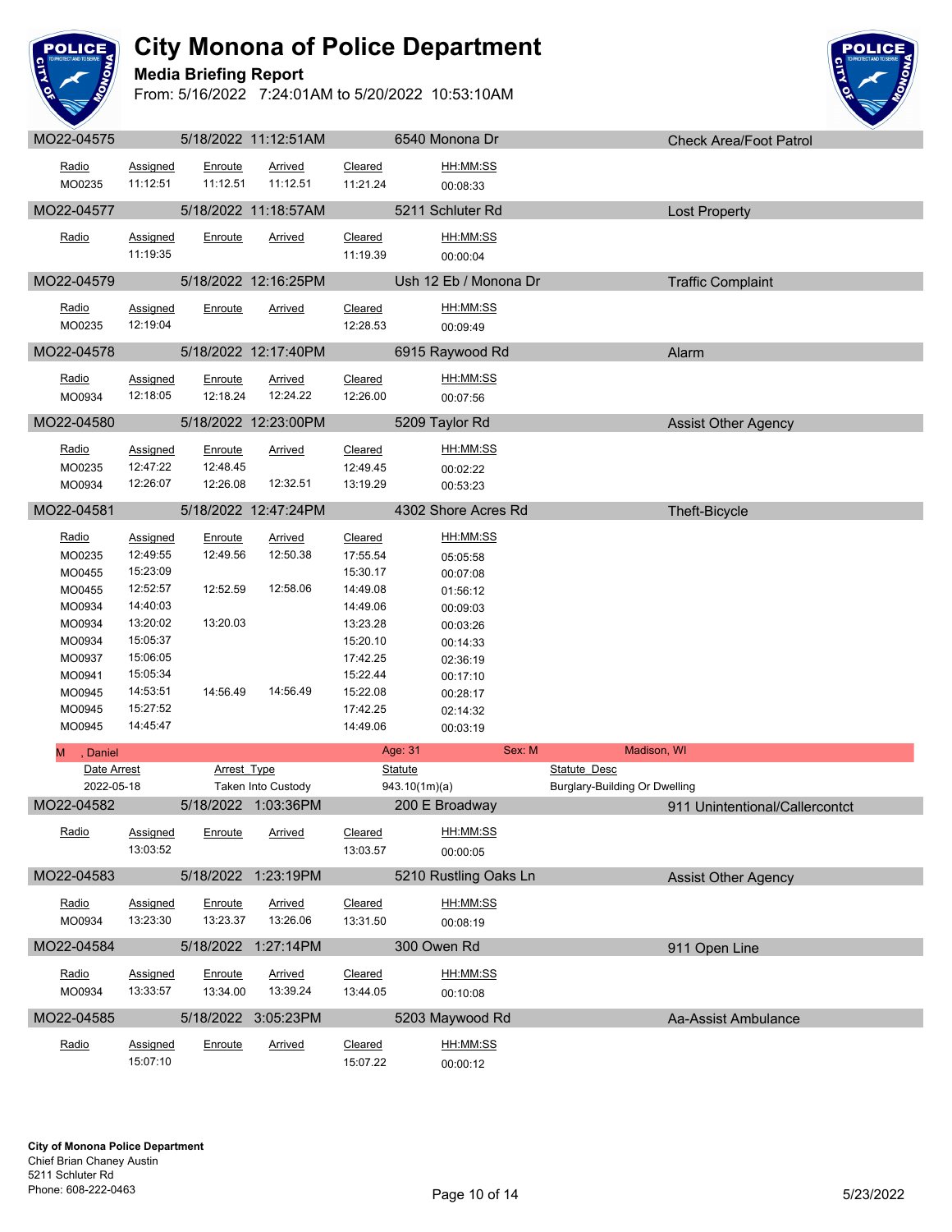# City Monona of Police Department

## Media Briefing Report

From: 5/16/2022 7:24:01AM to 5/20/2022 10:53:10AM

### MO22-04575 — 5/18/2022 11:12:51AM — 6540 Monona Dr — Check Area/Foot Patrol

| Radio | Assigned | Enroute | Arrived | Cleared | HH:MM:SS |
|---|---|---|---|---|---|
| MO0235 | 11:12:51 | 11:12.51 | 11:12.51 | 11:21.24 | 00:08:33 |

### MO22-04577 — 5/18/2022 11:18:57AM — 5211 Schluter Rd — Lost Property

| Radio | Assigned | Enroute | Arrived | Cleared | HH:MM:SS |
|---|---|---|---|---|---|
| | 11:19:35 | | | 11:19.39 | 00:00:04 |

### MO22-04579 — 5/18/2022 12:16:25PM — Ush 12 Eb / Monona Dr — Traffic Complaint

| Radio | Assigned | Enroute | Arrived | Cleared | HH:MM:SS |
|---|---|---|---|---|---|
| MO0235 | 12:19:04 | | | 12:28.53 | 00:09:49 |

### MO22-04578 — 5/18/2022 12:17:40PM — 6915 Raywood Rd — Alarm

| Radio | Assigned | Enroute | Arrived | Cleared | HH:MM:SS |
|---|---|---|---|---|---|
| MO0934 | 12:18:05 | 12:18.24 | 12:24.22 | 12:26.00 | 00:07:56 |

### MO22-04580 — 5/18/2022 12:23:00PM — 5209 Taylor Rd — Assist Other Agency

| Radio | Assigned | Enroute | Arrived | Cleared | HH:MM:SS |
|---|---|---|---|---|---|
| MO0235 | 12:47:22 | 12:48.45 | | 12:49.45 | 00:02:22 |
| MO0934 | 12:26:07 | 12:26.08 | 12:32.51 | 13:19.29 | 00:53:23 |

### MO22-04581 — 5/18/2022 12:47:24PM — 4302 Shore Acres Rd — Theft-Bicycle

| Radio | Assigned | Enroute | Arrived | Cleared | HH:MM:SS |
|---|---|---|---|---|---|
| MO0235 | 12:49:55 | 12:49.56 | 12:50.38 | 17:55.54 | 05:05:58 |
| MO0455 | 15:23:09 | | | 15:30.17 | 00:07:08 |
| MO0455 | 12:52:57 | 12:52.59 | 12:58.06 | 14:49.08 | 01:56:12 |
| MO0934 | 14:40:03 | | | 14:49.06 | 00:09:03 |
| MO0934 | 13:20:02 | 13:20.03 | | 13:23.28 | 00:03:26 |
| MO0934 | 15:05:37 | | | 15:20.10 | 00:14:33 |
| MO0937 | 15:06:05 | | | 17:42.25 | 02:36:19 |
| MO0941 | 15:05:34 | | | 15:22.44 | 00:17:10 |
| MO0945 | 14:53:51 | 14:56.49 | 14:56.49 | 15:22.08 | 00:28:17 |
| MO0945 | 15:27:52 | | | 17:42.25 | 02:14:32 |
| MO0945 | 14:45:47 | | | 14:49.06 | 00:03:19 |

**M , Daniel** — Age: 31 — Sex: M — Madison, WI

| Date Arrest | Arrest Type | Statute | Statute Desc |
|---|---|---|---|
| 2022-05-18 | Taken Into Custody | 943.10(1m)(a) | Burglary-Building Or Dwelling |

### MO22-04582 — 5/18/2022 1:03:36PM — 200 E Broadway — 911 Unintentional/Callercontct

| Radio | Assigned | Enroute | Arrived | Cleared | HH:MM:SS |
|---|---|---|---|---|---|
| | 13:03:52 | | | 13:03.57 | 00:00:05 |

### MO22-04583 — 5/18/2022 1:23:19PM — 5210 Rustling Oaks Ln — Assist Other Agency

| Radio | Assigned | Enroute | Arrived | Cleared | HH:MM:SS |
|---|---|---|---|---|---|
| MO0934 | 13:23:30 | 13:23.37 | 13:26.06 | 13:31.50 | 00:08:19 |

### MO22-04584 — 5/18/2022 1:27:14PM — 300 Owen Rd — 911 Open Line

| Radio | Assigned | Enroute | Arrived | Cleared | HH:MM:SS |
|---|---|---|---|---|---|
| MO0934 | 13:33:57 | 13:34.00 | 13:39.24 | 13:44.05 | 00:10:08 |

### MO22-04585 — 5/18/2022 3:05:23PM — 5203 Maywood Rd — Aa-Assist Ambulance

| Radio | Assigned | Enroute | Arrived | Cleared | HH:MM:SS |
|---|---|---|---|---|---|
| | 15:07:10 | | | 15:07.22 | 00:00:12 |

**City of Monona Police Department**
Chief Brian Chaney Austin
5211 Schluter Rd
Phone: 608-222-0463

5/23/2022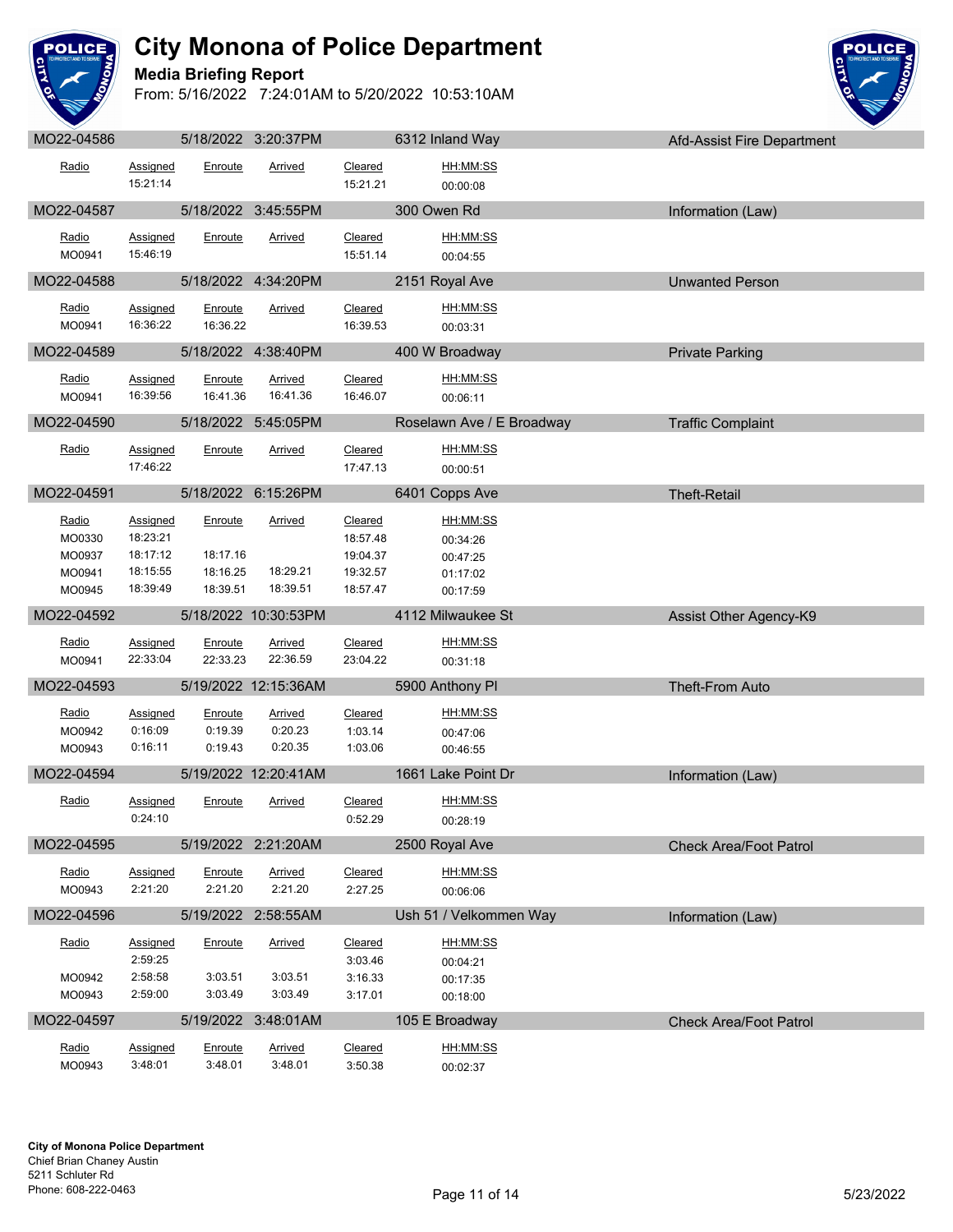# City Monona of Police Department

## Media Briefing Report

From: 5/16/2022 7:24:01AM to 5/20/2022 10:53:10AM

| MO22-04586 | 5/18/2022 3:20:37PM | 6312 Inland Way | Afd-Assist Fire Department |
|---|---|---|---|

| Radio | Assigned | Enroute | Arrived | Cleared | HH:MM:SS |
|---|---|---|---|---|---|
| | 15:21:14 | | | 15:21.21 | 00:00:08 |

| MO22-04587 | 5/18/2022 3:45:55PM | 300 Owen Rd | Information (Law) |
|---|---|---|---|

| Radio | Assigned | Enroute | Arrived | Cleared | HH:MM:SS |
|---|---|---|---|---|---|
| MO0941 | 15:46:19 | | | 15:51.14 | 00:04:55 |

| MO22-04588 | 5/18/2022 4:34:20PM | 2151 Royal Ave | Unwanted Person |
|---|---|---|---|

| Radio | Assigned | Enroute | Arrived | Cleared | HH:MM:SS |
|---|---|---|---|---|---|
| MO0941 | 16:36:22 | 16:36.22 | | 16:39.53 | 00:03:31 |

| MO22-04589 | 5/18/2022 4:38:40PM | 400 W Broadway | Private Parking |
|---|---|---|---|

| Radio | Assigned | Enroute | Arrived | Cleared | HH:MM:SS |
|---|---|---|---|---|---|
| MO0941 | 16:39:56 | 16:41.36 | 16:41.36 | 16:46.07 | 00:06:11 |

| MO22-04590 | 5/18/2022 5:45:05PM | Roselawn Ave / E Broadway | Traffic Complaint |
|---|---|---|---|

| Radio | Assigned | Enroute | Arrived | Cleared | HH:MM:SS |
|---|---|---|---|---|---|
| | 17:46:22 | | | 17:47.13 | 00:00:51 |

| MO22-04591 | 5/18/2022 6:15:26PM | 6401 Copps Ave | Theft-Retail |
|---|---|---|---|

| Radio | Assigned | Enroute | Arrived | Cleared | HH:MM:SS |
|---|---|---|---|---|---|
| MO0330 | 18:23:21 | | | 18:57.48 | 00:34:26 |
| MO0937 | 18:17:12 | 18:17.16 | | 19:04.37 | 00:47:25 |
| MO0941 | 18:15:55 | 18:16.25 | 18:29.21 | 19:32.57 | 01:17:02 |
| MO0945 | 18:39:49 | 18:39.51 | 18:39.51 | 18:57.47 | 00:17:59 |

| MO22-04592 | 5/18/2022 10:30:53PM | 4112 Milwaukee St | Assist Other Agency-K9 |
|---|---|---|---|

| Radio | Assigned | Enroute | Arrived | Cleared | HH:MM:SS |
|---|---|---|---|---|---|
| MO0941 | 22:33:04 | 22:33.23 | 22:36.59 | 23:04.22 | 00:31:18 |

| MO22-04593 | 5/19/2022 12:15:36AM | 5900 Anthony Pl | Theft-From Auto |
|---|---|---|---|

| Radio | Assigned | Enroute | Arrived | Cleared | HH:MM:SS |
|---|---|---|---|---|---|
| MO0942 | 0:16:09 | 0:19.39 | 0:20.23 | 1:03.14 | 00:47:06 |
| MO0943 | 0:16:11 | 0:19.43 | 0:20.35 | 1:03.06 | 00:46:55 |

| MO22-04594 | 5/19/2022 12:20:41AM | 1661 Lake Point Dr | Information (Law) |
|---|---|---|---|

| Radio | Assigned | Enroute | Arrived | Cleared | HH:MM:SS |
|---|---|---|---|---|---|
| | 0:24:10 | | | 0:52.29 | 00:28:19 |

| MO22-04595 | 5/19/2022 2:21:20AM | 2500 Royal Ave | Check Area/Foot Patrol |
|---|---|---|---|

| Radio | Assigned | Enroute | Arrived | Cleared | HH:MM:SS |
|---|---|---|---|---|---|
| MO0943 | 2:21:20 | 2:21.20 | 2:21.20 | 2:27.25 | 00:06:06 |

| MO22-04596 | 5/19/2022 2:58:55AM | Ush 51 / Velkommen Way | Information (Law) |
|---|---|---|---|

| Radio | Assigned | Enroute | Arrived | Cleared | HH:MM:SS |
|---|---|---|---|---|---|
| | 2:59:25 | | | 3:03.46 | 00:04:21 |
| MO0942 | 2:58:58 | 3:03.51 | 3:03.51 | 3:16.33 | 00:17:35 |
| MO0943 | 2:59:00 | 3:03.49 | 3:03.49 | 3:17.01 | 00:18:00 |

| MO22-04597 | 5/19/2022 3:48:01AM | 105 E Broadway | Check Area/Foot Patrol |
|---|---|---|---|

| Radio | Assigned | Enroute | Arrived | Cleared | HH:MM:SS |
|---|---|---|---|---|---|
| MO0943 | 3:48:01 | 3:48.01 | 3:48.01 | 3:50.38 | 00:02:37 |

**City of Monona Police Department**
Chief Brian Chaney Austin
5211 Schluter Rd
Phone: 608-222-0463

5/23/2022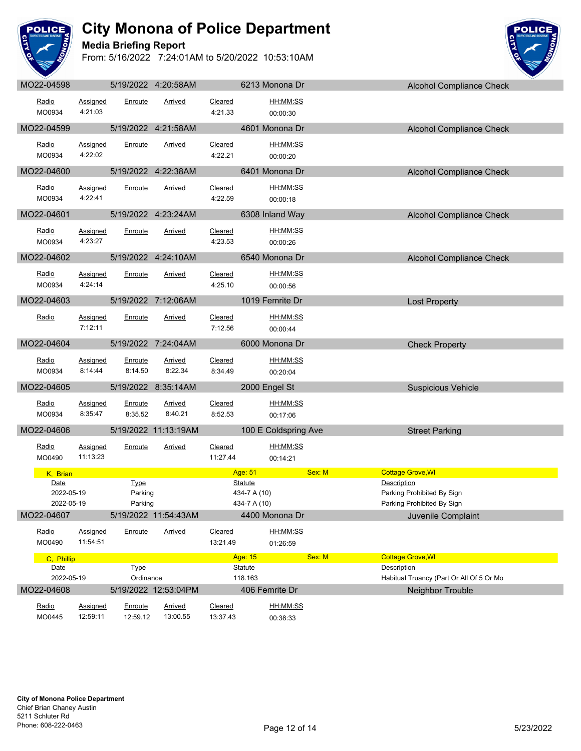# City Monona of Police Department

**Media Briefing Report**

From: 5/16/2022 7:24:01AM to 5/20/2022 10:53:10AM

## MO22-04598 — 5/19/2022 4:20:58AM — 6213 Monona Dr — Alcohol Compliance Check

| Radio | Assigned | Enroute | Arrived | Cleared | HH:MM:SS |
|---|---|---|---|---|---|
| MO0934 | 4:21:03 | | | 4:21.33 | 00:00:30 |

## MO22-04599 — 5/19/2022 4:21:58AM — 4601 Monona Dr — Alcohol Compliance Check

| Radio | Assigned | Enroute | Arrived | Cleared | HH:MM:SS |
|---|---|---|---|---|---|
| MO0934 | 4:22:02 | | | 4:22.21 | 00:00:20 |

## MO22-04600 — 5/19/2022 4:22:38AM — 6401 Monona Dr — Alcohol Compliance Check

| Radio | Assigned | Enroute | Arrived | Cleared | HH:MM:SS |
|---|---|---|---|---|---|
| MO0934 | 4:22:41 | | | 4:22.59 | 00:00:18 |

## MO22-04601 — 5/19/2022 4:23:24AM — 6308 Inland Way — Alcohol Compliance Check

| Radio | Assigned | Enroute | Arrived | Cleared | HH:MM:SS |
|---|---|---|---|---|---|
| MO0934 | 4:23:27 | | | 4:23.53 | 00:00:26 |

## MO22-04602 — 5/19/2022 4:24:10AM — 6540 Monona Dr — Alcohol Compliance Check

| Radio | Assigned | Enroute | Arrived | Cleared | HH:MM:SS |
|---|---|---|---|---|---|
| MO0934 | 4:24:14 | | | 4:25.10 | 00:00:56 |

## MO22-04603 — 5/19/2022 7:12:06AM — 1019 Femrite Dr — Lost Property

| Radio | Assigned | Enroute | Arrived | Cleared | HH:MM:SS |
|---|---|---|---|---|---|
| | 7:12:11 | | | 7:12.56 | 00:00:44 |

## MO22-04604 — 5/19/2022 7:24:04AM — 6000 Monona Dr — Check Property

| Radio | Assigned | Enroute | Arrived | Cleared | HH:MM:SS |
|---|---|---|---|---|---|
| MO0934 | 8:14:44 | 8:14.50 | 8:22.34 | 8:34.49 | 00:20:04 |

## MO22-04605 — 5/19/2022 8:35:14AM — 2000 Engel St — Suspicious Vehicle

| Radio | Assigned | Enroute | Arrived | Cleared | HH:MM:SS |
|---|---|---|---|---|---|
| MO0934 | 8:35:47 | 8:35.52 | 8:40.21 | 8:52.53 | 00:17:06 |

## MO22-04606 — 5/19/2022 11:13:19AM — 100 E Coldspring Ave — Street Parking

| Radio | Assigned | Enroute | Arrived | Cleared | HH:MM:SS |
|---|---|---|---|---|---|
| MO0490 | 11:13:23 | | | 11:27.44 | 00:14:21 |

**K, Brian** — Age: 51 — Sex: M — Cottage Grove,WI

| Date | Type | Statute | Description |
|---|---|---|---|
| 2022-05-19 | Parking | 434-7 A (10) | Parking Prohibited By Sign |
| 2022-05-19 | Parking | 434-7 A (10) | Parking Prohibited By Sign |

## MO22-04607 — 5/19/2022 11:54:43AM — 4400 Monona Dr — Juvenile Complaint

| Radio | Assigned | Enroute | Arrived | Cleared | HH:MM:SS |
|---|---|---|---|---|---|
| MO0490 | 11:54:51 | | | 13:21.49 | 01:26:59 |

**C, Phillip** — Age: 15 — Sex: M — Cottage Grove,WI

| Date | Type | Statute | Description |
|---|---|---|---|
| 2022-05-19 | Ordinance | 118.163 | Habitual Truancy (Part Or All Of 5 Or Mo |

## MO22-04608 — 5/19/2022 12:53:04PM — 406 Femrite Dr — Neighbor Trouble

| Radio | Assigned | Enroute | Arrived | Cleared | HH:MM:SS |
|---|---|---|---|---|---|
| MO0445 | 12:59:11 | 12:59.12 | 13:00.55 | 13:37.43 | 00:38:33 |

**City of Monona Police Department**
Chief Brian Chaney Austin
5211 Schluter Rd
Phone: 608-222-0463

5/23/2022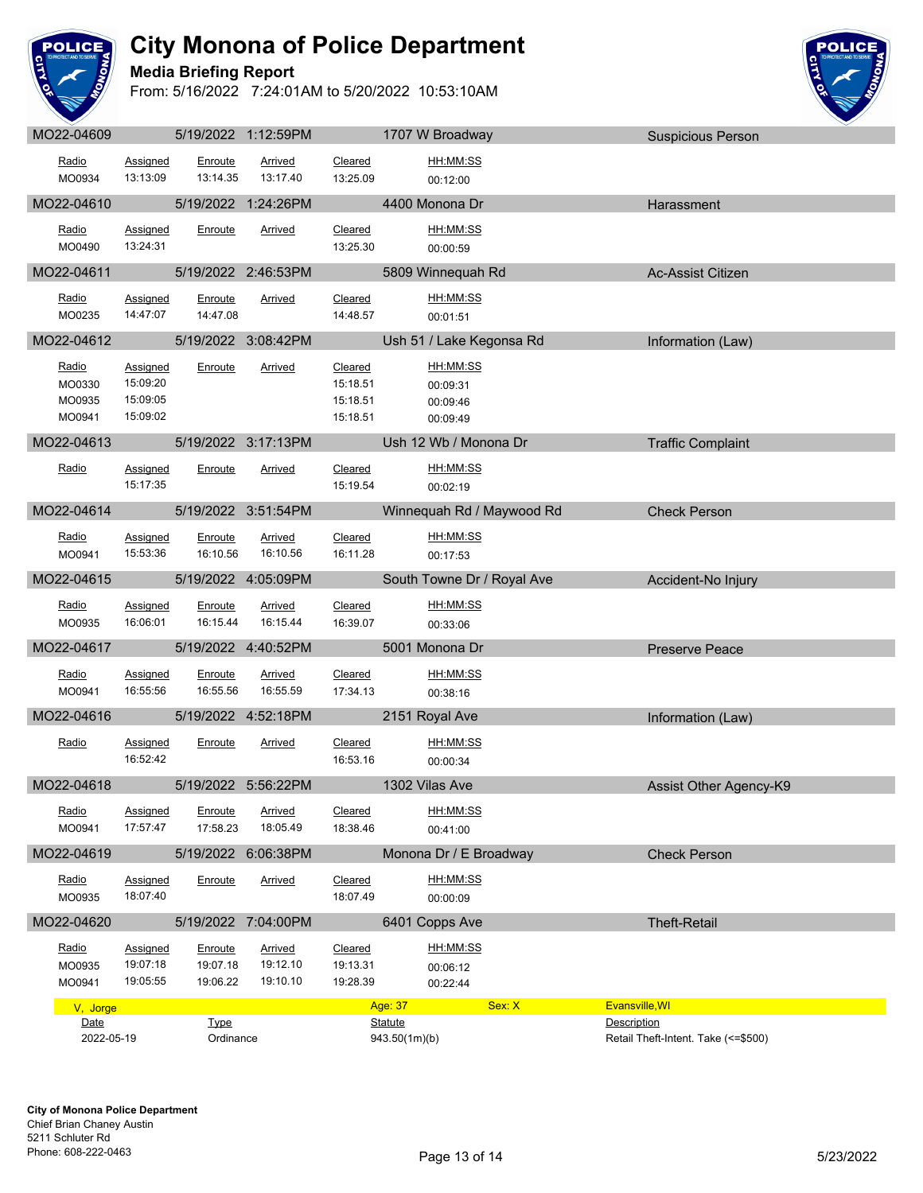# City Monona of Police Department

**Media Briefing Report**

From: 5/16/2022 7:24:01AM to 5/20/2022 10:53:10AM

**MO22-04609** | 5/19/2022 1:12:59PM | 1707 W Broadway | Suspicious Person

| Radio | Assigned | Enroute | Arrived | Cleared | HH:MM:SS |
|---|---|---|---|---|---|
| MO0934 | 13:13:09 | 13:14.35 | 13:17.40 | 13:25.09 | 00:12:00 |

**MO22-04610** | 5/19/2022 1:24:26PM | 4400 Monona Dr | Harassment

| Radio | Assigned | Enroute | Arrived | Cleared | HH:MM:SS |
|---|---|---|---|---|---|
| MO0490 | 13:24:31 | | | 13:25.30 | 00:00:59 |

**MO22-04611** | 5/19/2022 2:46:53PM | 5809 Winnequah Rd | Ac-Assist Citizen

| Radio | Assigned | Enroute | Arrived | Cleared | HH:MM:SS |
|---|---|---|---|---|---|
| MO0235 | 14:47:07 | 14:47.08 | | 14:48.57 | 00:01:51 |

**MO22-04612** | 5/19/2022 3:08:42PM | Ush 51 / Lake Kegonsa Rd | Information (Law)

| Radio | Assigned | Enroute | Arrived | Cleared | HH:MM:SS |
|---|---|---|---|---|---|
| MO0330 | 15:09:20 | | | 15:18.51 | 00:09:31 |
| MO0935 | 15:09:05 | | | 15:18.51 | 00:09:46 |
| MO0941 | 15:09:02 | | | 15:18.51 | 00:09:49 |

**MO22-04613** | 5/19/2022 3:17:13PM | Ush 12 Wb / Monona Dr | Traffic Complaint

| Radio | Assigned | Enroute | Arrived | Cleared | HH:MM:SS |
|---|---|---|---|---|---|
| | 15:17:35 | | | 15:19.54 | 00:02:19 |

**MO22-04614** | 5/19/2022 3:51:54PM | Winnequah Rd / Maywood Rd | Check Person

| Radio | Assigned | Enroute | Arrived | Cleared | HH:MM:SS |
|---|---|---|---|---|---|
| MO0941 | 15:53:36 | 16:10.56 | 16:10.56 | 16:11.28 | 00:17:53 |

**MO22-04615** | 5/19/2022 4:05:09PM | South Towne Dr / Royal Ave | Accident-No Injury

| Radio | Assigned | Enroute | Arrived | Cleared | HH:MM:SS |
|---|---|---|---|---|---|
| MO0935 | 16:06:01 | 16:15.44 | 16:15.44 | 16:39.07 | 00:33:06 |

**MO22-04617** | 5/19/2022 4:40:52PM | 5001 Monona Dr | Preserve Peace

| Radio | Assigned | Enroute | Arrived | Cleared | HH:MM:SS |
|---|---|---|---|---|---|
| MO0941 | 16:55:56 | 16:55.56 | 16:55.59 | 17:34.13 | 00:38:16 |

**MO22-04616** | 5/19/2022 4:52:18PM | 2151 Royal Ave | Information (Law)

| Radio | Assigned | Enroute | Arrived | Cleared | HH:MM:SS |
|---|---|---|---|---|---|
| | 16:52:42 | | | 16:53.16 | 00:00:34 |

**MO22-04618** | 5/19/2022 5:56:22PM | 1302 Vilas Ave | Assist Other Agency-K9

| Radio | Assigned | Enroute | Arrived | Cleared | HH:MM:SS |
|---|---|---|---|---|---|
| MO0941 | 17:57:47 | 17:58.23 | 18:05.49 | 18:38.46 | 00:41:00 |

**MO22-04619** | 5/19/2022 6:06:38PM | Monona Dr / E Broadway | Check Person

| Radio | Assigned | Enroute | Arrived | Cleared | HH:MM:SS |
|---|---|---|---|---|---|
| MO0935 | 18:07:40 | | | 18:07.49 | 00:00:09 |

**MO22-04620** | 5/19/2022 7:04:00PM | 6401 Copps Ave | Theft-Retail

| Radio | Assigned | Enroute | Arrived | Cleared | HH:MM:SS |
|---|---|---|---|---|---|
| MO0935 | 19:07:18 | 19:07.18 | 19:12.10 | 19:13.31 | 00:06:12 |
| MO0941 | 19:05:55 | 19:06.22 | 19:10.10 | 19:28.39 | 00:22:44 |

V, Jorge | Age: 37 | Sex: X | Evansville,WI

| Date | Type | Statute | Description |
|---|---|---|---|
| 2022-05-19 | Ordinance | 943.50(1m)(b) | Retail Theft-Intent. Take (<=$500) |

**City of Monona Police Department**
Chief Brian Chaney Austin
5211 Schluter Rd
Phone: 608-222-0463

5/23/2022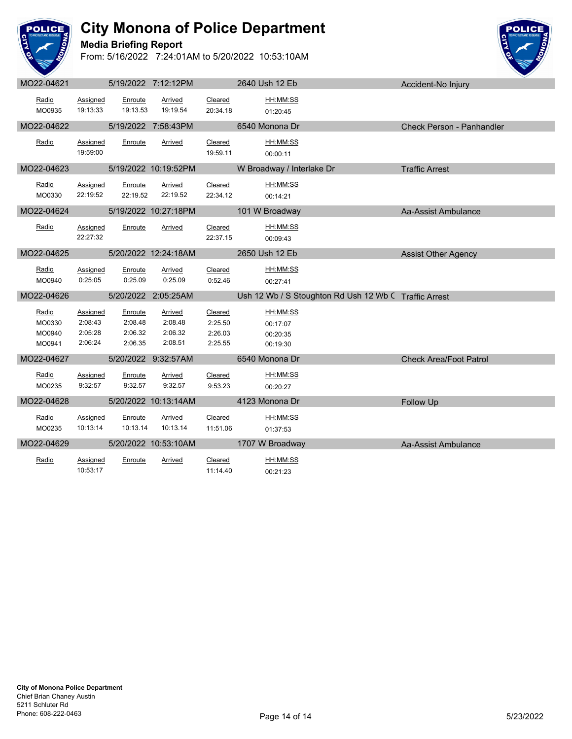# City Monona of Police Department

## Media Briefing Report

From: 5/16/2022 7:24:01AM to 5/20/2022 10:53:10AM

| | | | |
|---|---|---|---|
| MO22-04621 | 5/19/2022 7:12:12PM | 2640 Ush 12 Eb | Accident-No Injury |

| Radio | Assigned | Enroute | Arrived | Cleared | HH:MM:SS |
|---|---|---|---|---|---|
| MO0935 | 19:13:33 | 19:13.53 | 19:19.54 | 20:34.18 | 01:20:45 |

| | | | |
|---|---|---|---|
| MO22-04622 | 5/19/2022 7:58:43PM | 6540 Monona Dr | Check Person - Panhandler |

| Radio | Assigned | Enroute | Arrived | Cleared | HH:MM:SS |
|---|---|---|---|---|---|
| | 19:59:00 | | | 19:59.11 | 00:00:11 |

| | | | |
|---|---|---|---|
| MO22-04623 | 5/19/2022 10:19:52PM | W Broadway / Interlake Dr | Traffic Arrest |

| Radio | Assigned | Enroute | Arrived | Cleared | HH:MM:SS |
|---|---|---|---|---|---|
| MO0330 | 22:19:52 | 22:19.52 | 22:19.52 | 22:34.12 | 00:14:21 |

| | | | |
|---|---|---|---|
| MO22-04624 | 5/19/2022 10:27:18PM | 101 W Broadway | Aa-Assist Ambulance |

| Radio | Assigned | Enroute | Arrived | Cleared | HH:MM:SS |
|---|---|---|---|---|---|
| | 22:27:32 | | | 22:37.15 | 00:09:43 |

| | | | |
|---|---|---|---|
| MO22-04625 | 5/20/2022 12:24:18AM | 2650 Ush 12 Eb | Assist Other Agency |

| Radio | Assigned | Enroute | Arrived | Cleared | HH:MM:SS |
|---|---|---|---|---|---|
| MO0940 | 0:25:05 | 0:25.09 | 0:25.09 | 0:52.46 | 00:27:41 |

| | | | |
|---|---|---|---|
| MO22-04626 | 5/20/2022 2:05:25AM | Ush 12 Wb / S Stoughton Rd Ush 12 Wb C | Traffic Arrest |

| Radio | Assigned | Enroute | Arrived | Cleared | HH:MM:SS |
|---|---|---|---|---|---|
| MO0330 | 2:08:43 | 2:08.48 | 2:08.48 | 2:25.50 | 00:17:07 |
| MO0940 | 2:05:28 | 2:06.32 | 2:06.32 | 2:26.03 | 00:20:35 |
| MO0941 | 2:06:24 | 2:06.35 | 2:08.51 | 2:25.55 | 00:19:30 |

| | | | |
|---|---|---|---|
| MO22-04627 | 5/20/2022 9:32:57AM | 6540 Monona Dr | Check Area/Foot Patrol |

| Radio | Assigned | Enroute | Arrived | Cleared | HH:MM:SS |
|---|---|---|---|---|---|
| MO0235 | 9:32:57 | 9:32.57 | 9:32.57 | 9:53.23 | 00:20:27 |

| | | | |
|---|---|---|---|
| MO22-04628 | 5/20/2022 10:13:14AM | 4123 Monona Dr | Follow Up |

| Radio | Assigned | Enroute | Arrived | Cleared | HH:MM:SS |
|---|---|---|---|---|---|
| MO0235 | 10:13:14 | 10:13.14 | 10:13.14 | 11:51.06 | 01:37:53 |

| | | | |
|---|---|---|---|
| MO22-04629 | 5/20/2022 10:53:10AM | 1707 W Broadway | Aa-Assist Ambulance |

| Radio | Assigned | Enroute | Arrived | Cleared | HH:MM:SS |
|---|---|---|---|---|---|
| | 10:53:17 | | | 11:14.40 | 00:21:23 |

**City of Monona Police Department**
Chief Brian Chaney Austin
5211 Schluter Rd
Phone: 608-222-0463

5/23/2022